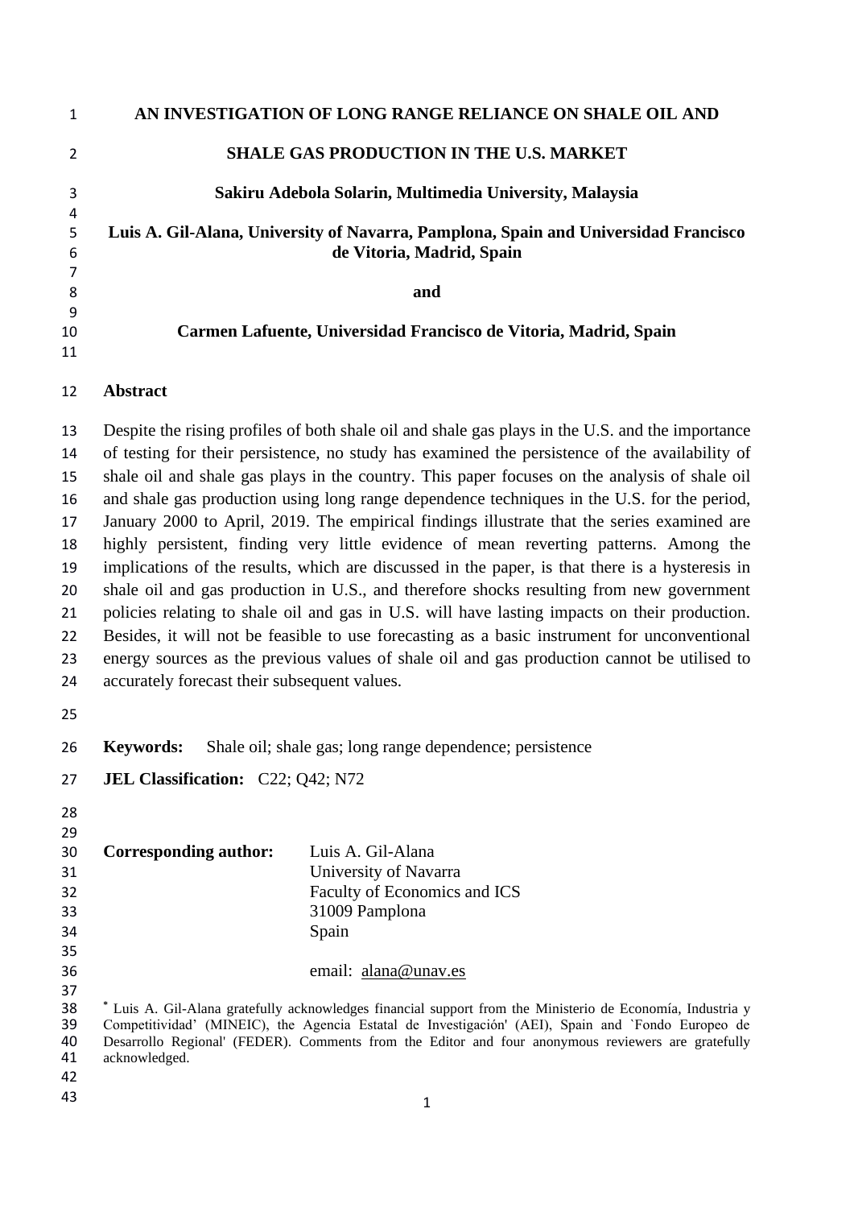# AN INVESTIGATION OF LONG RANGE RELIANCE ON SHALE OIL AND SHALE GAS PRODUCTION IN THE U.S. MARKET

**Sakiru Adebola Solarin, Multimedia University, Malaysia**

**Luis A. Gil-Alana, University of Navarra, Pamplona, Spain and Universidad Francisco de Vitoria, Madrid, Spain**

**and**

**Carmen Lafuente, Universidad Francisco de Vitoria, Madrid, Spain**

## Abstract

Despite the rising profiles of both shale oil and shale gas plays in the U.S. and the importance of testing for their persistence, no study has examined the persistence of the availability of shale oil and shale gas plays in the country. This paper focuses on the analysis of shale oil and shale gas production using long range dependence techniques in the U.S. for the period, January 2000 to April, 2019. The empirical findings illustrate that the series examined are highly persistent, finding very little evidence of mean reverting patterns. Among the implications of the results, which are discussed in the paper, is that there is a hysteresis in shale oil and gas production in U.S., and therefore shocks resulting from new government policies relating to shale oil and gas in U.S. will have lasting impacts on their production. Besides, it will not be feasible to use forecasting as a basic instrument for unconventional energy sources as the previous values of shale oil and gas production cannot be utilised to accurately forecast their subsequent values.

**Keywords:** Shale oil; shale gas; long range dependence; persistence

**JEL Classification:** C22; Q42; N72

**Corresponding author:** Luis A. Gil-Alana
University of Navarra
Faculty of Economics and ICS
31009 Pamplona
Spain

email: alana@unav.es

* Luis A. Gil-Alana gratefully acknowledges financial support from the Ministerio de Economía, Industria y Competitividad' (MINEIC), the Agencia Estatal de Investigación' (AEI), Spain and `Fondo Europeo de Desarrollo Regional' (FEDER). Comments from the Editor and four anonymous reviewers are gratefully acknowledged.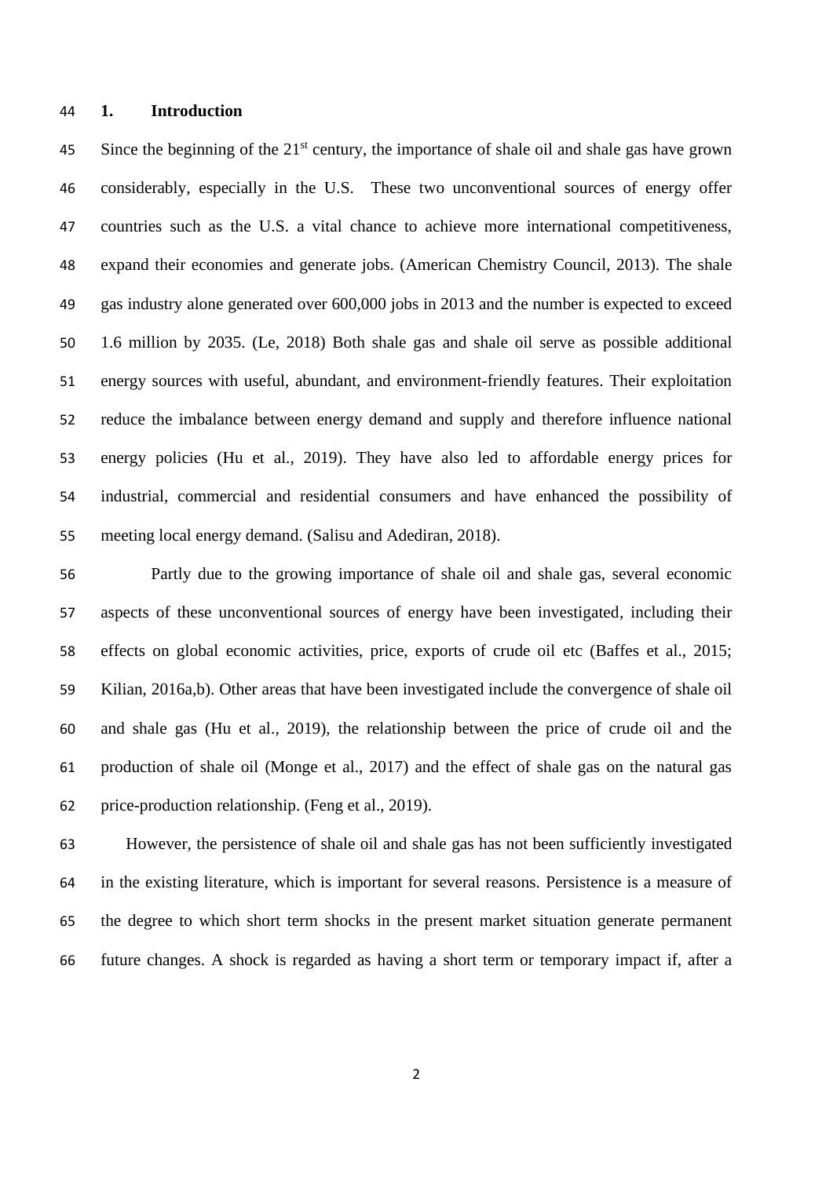## 1. Introduction

Since the beginning of the 21st century, the importance of shale oil and shale gas have grown considerably, especially in the U.S. These two unconventional sources of energy offer countries such as the U.S. a vital chance to achieve more international competitiveness, expand their economies and generate jobs. (American Chemistry Council, 2013). The shale gas industry alone generated over 600,000 jobs in 2013 and the number is expected to exceed 1.6 million by 2035. (Le, 2018) Both shale gas and shale oil serve as possible additional energy sources with useful, abundant, and environment-friendly features. Their exploitation reduce the imbalance between energy demand and supply and therefore influence national energy policies (Hu et al., 2019). They have also led to affordable energy prices for industrial, commercial and residential consumers and have enhanced the possibility of meeting local energy demand. (Salisu and Adediran, 2018).

Partly due to the growing importance of shale oil and shale gas, several economic aspects of these unconventional sources of energy have been investigated, including their effects on global economic activities, price, exports of crude oil etc (Baffes et al., 2015; Kilian, 2016a,b). Other areas that have been investigated include the convergence of shale oil and shale gas (Hu et al., 2019), the relationship between the price of crude oil and the production of shale oil (Monge et al., 2017) and the effect of shale gas on the natural gas price-production relationship. (Feng et al., 2019).

However, the persistence of shale oil and shale gas has not been sufficiently investigated in the existing literature, which is important for several reasons. Persistence is a measure of the degree to which short term shocks in the present market situation generate permanent future changes. A shock is regarded as having a short term or temporary impact if, after a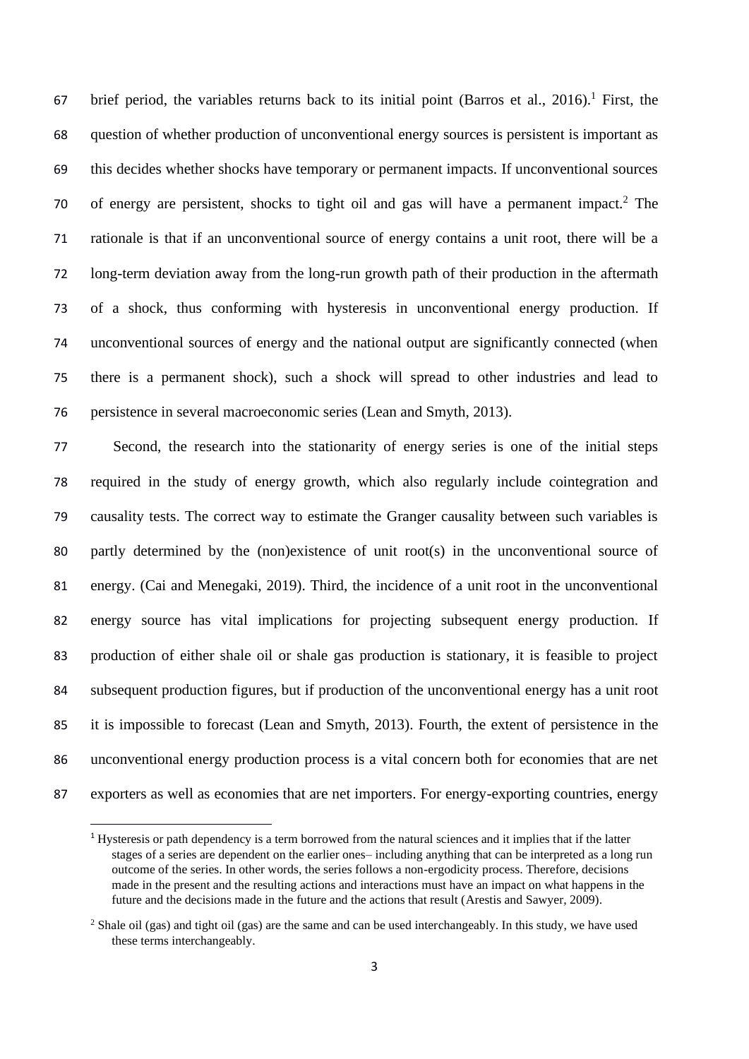brief period, the variables returns back to its initial point (Barros et al., 2016).[1] First, the question of whether production of unconventional energy sources is persistent is important as this decides whether shocks have temporary or permanent impacts. If unconventional sources of energy are persistent, shocks to tight oil and gas will have a permanent impact.[2] The rationale is that if an unconventional source of energy contains a unit root, there will be a long-term deviation away from the long-run growth path of their production in the aftermath of a shock, thus conforming with hysteresis in unconventional energy production. If unconventional sources of energy and the national output are significantly connected (when there is a permanent shock), such a shock will spread to other industries and lead to persistence in several macroeconomic series (Lean and Smyth, 2013).

Second, the research into the stationarity of energy series is one of the initial steps required in the study of energy growth, which also regularly include cointegration and causality tests. The correct way to estimate the Granger causality between such variables is partly determined by the (non)existence of unit root(s) in the unconventional source of energy. (Cai and Menegaki, 2019). Third, the incidence of a unit root in the unconventional energy source has vital implications for projecting subsequent energy production. If production of either shale oil or shale gas production is stationary, it is feasible to project subsequent production figures, but if production of the unconventional energy has a unit root it is impossible to forecast (Lean and Smyth, 2013). Fourth, the extent of persistence in the unconventional energy production process is a vital concern both for economies that are net exporters as well as economies that are net importers. For energy-exporting countries, energy

[1] Hysteresis or path dependency is a term borrowed from the natural sciences and it implies that if the latter stages of a series are dependent on the earlier ones– including anything that can be interpreted as a long run outcome of the series. In other words, the series follows a non-ergodicity process. Therefore, decisions made in the present and the resulting actions and interactions must have an impact on what happens in the future and the decisions made in the future and the actions that result (Arestis and Sawyer, 2009).

[2] Shale oil (gas) and tight oil (gas) are the same and can be used interchangeably. In this study, we have used these terms interchangeably.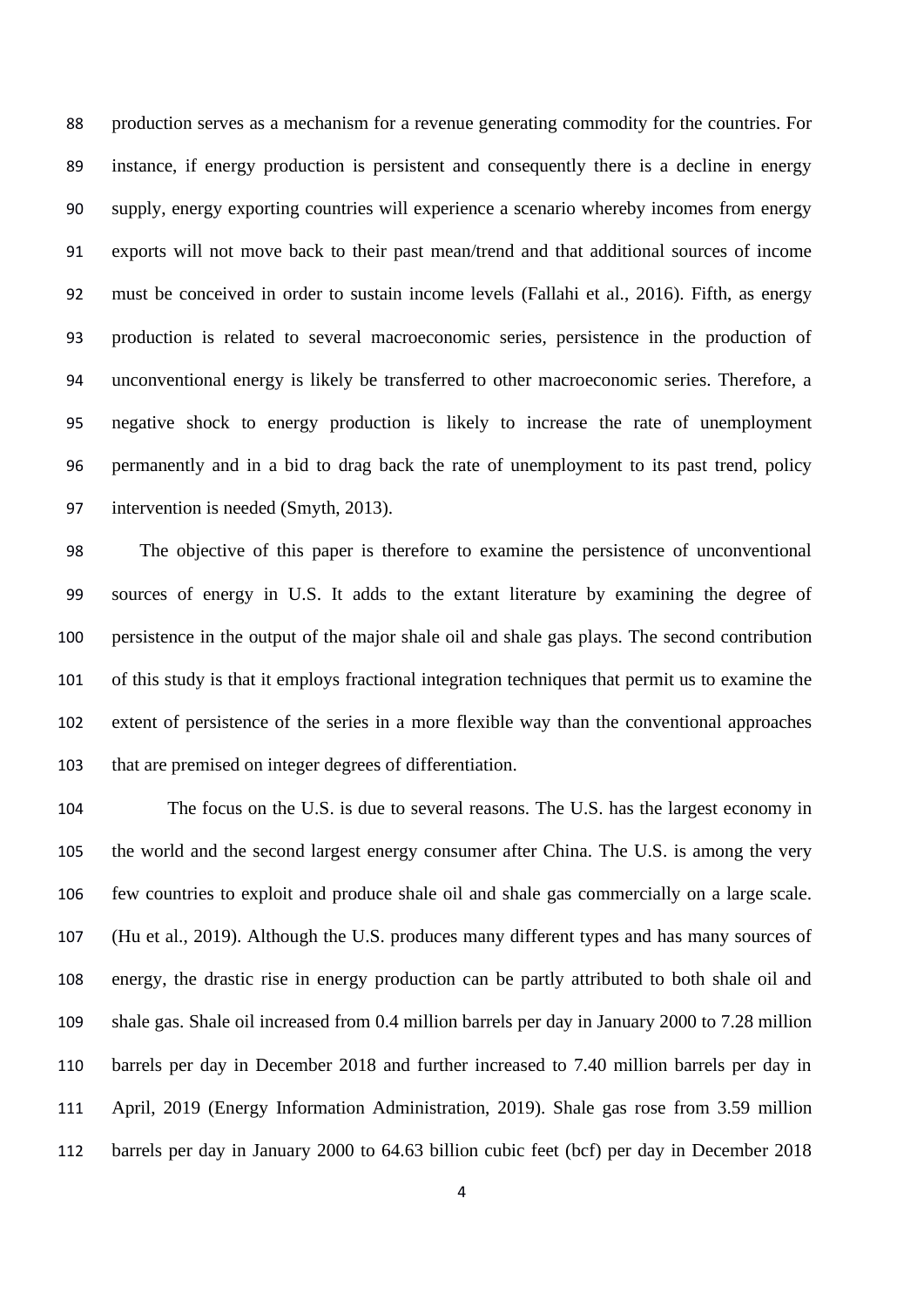production serves as a mechanism for a revenue generating commodity for the countries. For instance, if energy production is persistent and consequently there is a decline in energy supply, energy exporting countries will experience a scenario whereby incomes from energy exports will not move back to their past mean/trend and that additional sources of income must be conceived in order to sustain income levels (Fallahi et al., 2016). Fifth, as energy production is related to several macroeconomic series, persistence in the production of unconventional energy is likely be transferred to other macroeconomic series. Therefore, a negative shock to energy production is likely to increase the rate of unemployment permanently and in a bid to drag back the rate of unemployment to its past trend, policy intervention is needed (Smyth, 2013).

The objective of this paper is therefore to examine the persistence of unconventional sources of energy in U.S. It adds to the extant literature by examining the degree of persistence in the output of the major shale oil and shale gas plays. The second contribution of this study is that it employs fractional integration techniques that permit us to examine the extent of persistence of the series in a more flexible way than the conventional approaches that are premised on integer degrees of differentiation.

The focus on the U.S. is due to several reasons. The U.S. has the largest economy in the world and the second largest energy consumer after China. The U.S. is among the very few countries to exploit and produce shale oil and shale gas commercially on a large scale. (Hu et al., 2019). Although the U.S. produces many different types and has many sources of energy, the drastic rise in energy production can be partly attributed to both shale oil and shale gas. Shale oil increased from 0.4 million barrels per day in January 2000 to 7.28 million barrels per day in December 2018 and further increased to 7.40 million barrels per day in April, 2019 (Energy Information Administration, 2019). Shale gas rose from 3.59 million barrels per day in January 2000 to 64.63 billion cubic feet (bcf) per day in December 2018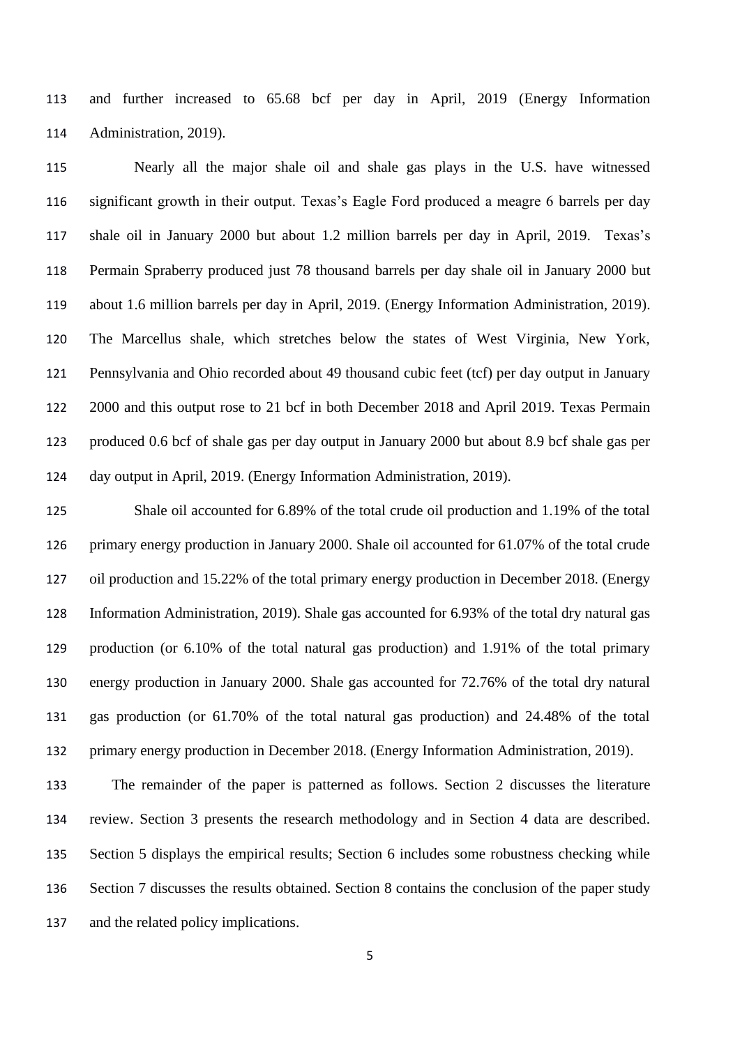and further increased to 65.68 bcf per day in April, 2019 (Energy Information Administration, 2019).

Nearly all the major shale oil and shale gas plays in the U.S. have witnessed significant growth in their output. Texas's Eagle Ford produced a meagre 6 barrels per day shale oil in January 2000 but about 1.2 million barrels per day in April, 2019. Texas's Permain Spraberry produced just 78 thousand barrels per day shale oil in January 2000 but about 1.6 million barrels per day in April, 2019. (Energy Information Administration, 2019). The Marcellus shale, which stretches below the states of West Virginia, New York, Pennsylvania and Ohio recorded about 49 thousand cubic feet (tcf) per day output in January 2000 and this output rose to 21 bcf in both December 2018 and April 2019. Texas Permain produced 0.6 bcf of shale gas per day output in January 2000 but about 8.9 bcf shale gas per day output in April, 2019. (Energy Information Administration, 2019).

Shale oil accounted for 6.89% of the total crude oil production and 1.19% of the total primary energy production in January 2000. Shale oil accounted for 61.07% of the total crude oil production and 15.22% of the total primary energy production in December 2018. (Energy Information Administration, 2019). Shale gas accounted for 6.93% of the total dry natural gas production (or 6.10% of the total natural gas production) and 1.91% of the total primary energy production in January 2000. Shale gas accounted for 72.76% of the total dry natural gas production (or 61.70% of the total natural gas production) and 24.48% of the total primary energy production in December 2018. (Energy Information Administration, 2019).

The remainder of the paper is patterned as follows. Section 2 discusses the literature review. Section 3 presents the research methodology and in Section 4 data are described. Section 5 displays the empirical results; Section 6 includes some robustness checking while Section 7 discusses the results obtained. Section 8 contains the conclusion of the paper study and the related policy implications.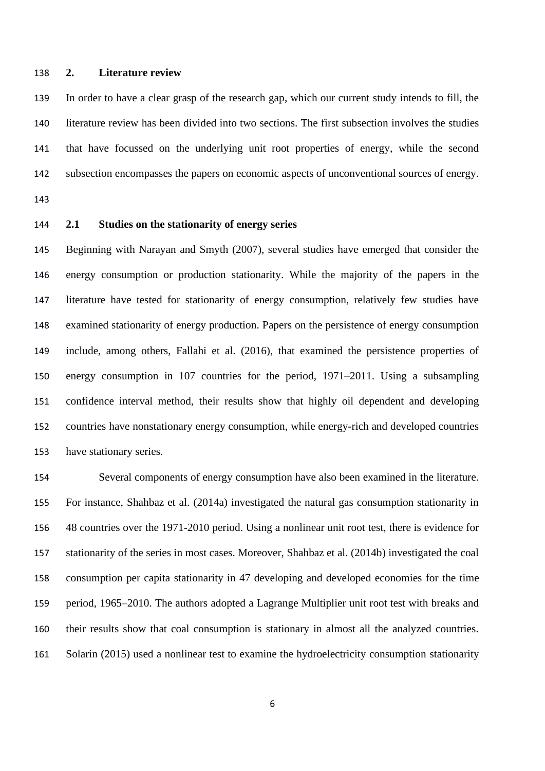## 2. Literature review

In order to have a clear grasp of the research gap, which our current study intends to fill, the literature review has been divided into two sections. The first subsection involves the studies that have focussed on the underlying unit root properties of energy, while the second subsection encompasses the papers on economic aspects of unconventional sources of energy.

### 2.1 Studies on the stationarity of energy series

Beginning with Narayan and Smyth (2007), several studies have emerged that consider the energy consumption or production stationarity. While the majority of the papers in the literature have tested for stationarity of energy consumption, relatively few studies have examined stationarity of energy production. Papers on the persistence of energy consumption include, among others, Fallahi et al. (2016), that examined the persistence properties of energy consumption in 107 countries for the period, 1971–2011. Using a subsampling confidence interval method, their results show that highly oil dependent and developing countries have nonstationary energy consumption, while energy-rich and developed countries have stationary series.

Several components of energy consumption have also been examined in the literature. For instance, Shahbaz et al. (2014a) investigated the natural gas consumption stationarity in 48 countries over the 1971-2010 period. Using a nonlinear unit root test, there is evidence for stationarity of the series in most cases. Moreover, Shahbaz et al. (2014b) investigated the coal consumption per capita stationarity in 47 developing and developed economies for the time period, 1965–2010. The authors adopted a Lagrange Multiplier unit root test with breaks and their results show that coal consumption is stationary in almost all the analyzed countries. Solarin (2015) used a nonlinear test to examine the hydroelectricity consumption stationarity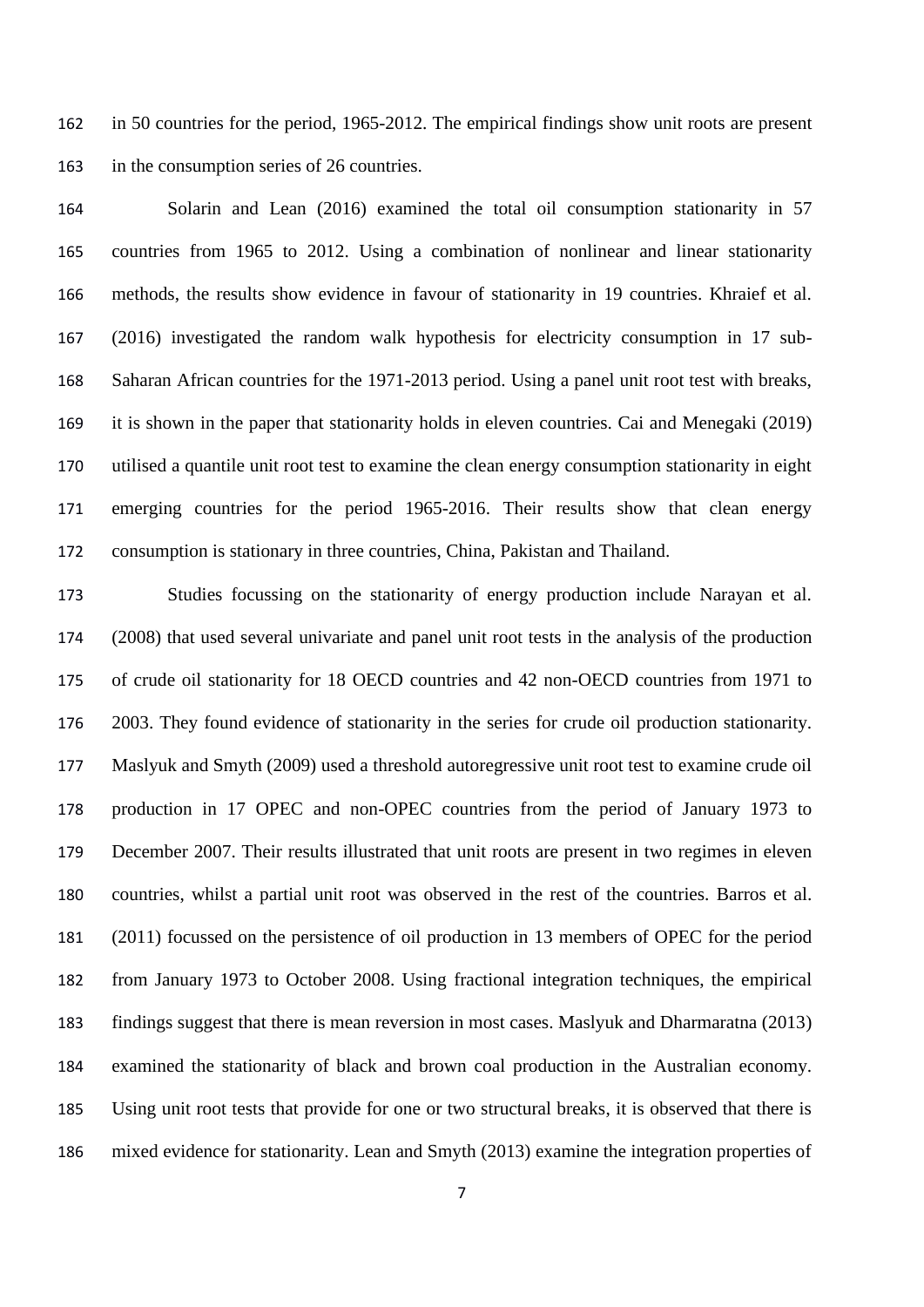in 50 countries for the period, 1965-2012. The empirical findings show unit roots are present in the consumption series of 26 countries.

Solarin and Lean (2016) examined the total oil consumption stationarity in 57 countries from 1965 to 2012. Using a combination of nonlinear and linear stationarity methods, the results show evidence in favour of stationarity in 19 countries. Khraief et al. (2016) investigated the random walk hypothesis for electricity consumption in 17 sub-Saharan African countries for the 1971-2013 period. Using a panel unit root test with breaks, it is shown in the paper that stationarity holds in eleven countries. Cai and Menegaki (2019) utilised a quantile unit root test to examine the clean energy consumption stationarity in eight emerging countries for the period 1965-2016. Their results show that clean energy consumption is stationary in three countries, China, Pakistan and Thailand.

Studies focussing on the stationarity of energy production include Narayan et al. (2008) that used several univariate and panel unit root tests in the analysis of the production of crude oil stationarity for 18 OECD countries and 42 non-OECD countries from 1971 to 2003. They found evidence of stationarity in the series for crude oil production stationarity. Maslyuk and Smyth (2009) used a threshold autoregressive unit root test to examine crude oil production in 17 OPEC and non-OPEC countries from the period of January 1973 to December 2007. Their results illustrated that unit roots are present in two regimes in eleven countries, whilst a partial unit root was observed in the rest of the countries. Barros et al. (2011) focussed on the persistence of oil production in 13 members of OPEC for the period from January 1973 to October 2008. Using fractional integration techniques, the empirical findings suggest that there is mean reversion in most cases. Maslyuk and Dharmaratna (2013) examined the stationarity of black and brown coal production in the Australian economy. Using unit root tests that provide for one or two structural breaks, it is observed that there is mixed evidence for stationarity. Lean and Smyth (2013) examine the integration properties of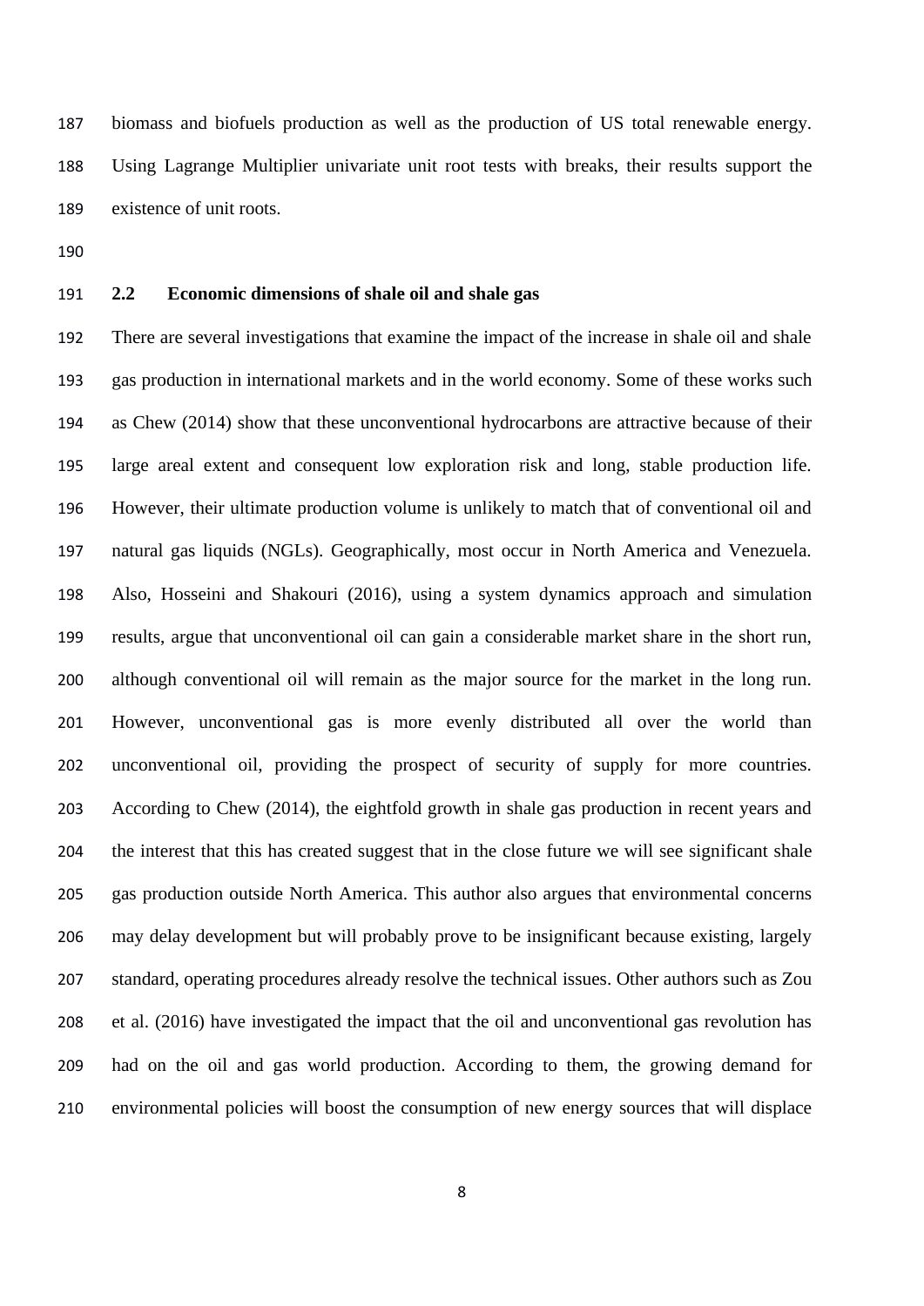biomass and biofuels production as well as the production of US total renewable energy. Using Lagrange Multiplier univariate unit root tests with breaks, their results support the existence of unit roots.

## 2.2 Economic dimensions of shale oil and shale gas

There are several investigations that examine the impact of the increase in shale oil and shale gas production in international markets and in the world economy. Some of these works such as Chew (2014) show that these unconventional hydrocarbons are attractive because of their large areal extent and consequent low exploration risk and long, stable production life. However, their ultimate production volume is unlikely to match that of conventional oil and natural gas liquids (NGLs). Geographically, most occur in North America and Venezuela. Also, Hosseini and Shakouri (2016), using a system dynamics approach and simulation results, argue that unconventional oil can gain a considerable market share in the short run, although conventional oil will remain as the major source for the market in the long run. However, unconventional gas is more evenly distributed all over the world than unconventional oil, providing the prospect of security of supply for more countries. According to Chew (2014), the eightfold growth in shale gas production in recent years and the interest that this has created suggest that in the close future we will see significant shale gas production outside North America. This author also argues that environmental concerns may delay development but will probably prove to be insignificant because existing, largely standard, operating procedures already resolve the technical issues. Other authors such as Zou et al. (2016) have investigated the impact that the oil and unconventional gas revolution has had on the oil and gas world production. According to them, the growing demand for environmental policies will boost the consumption of new energy sources that will displace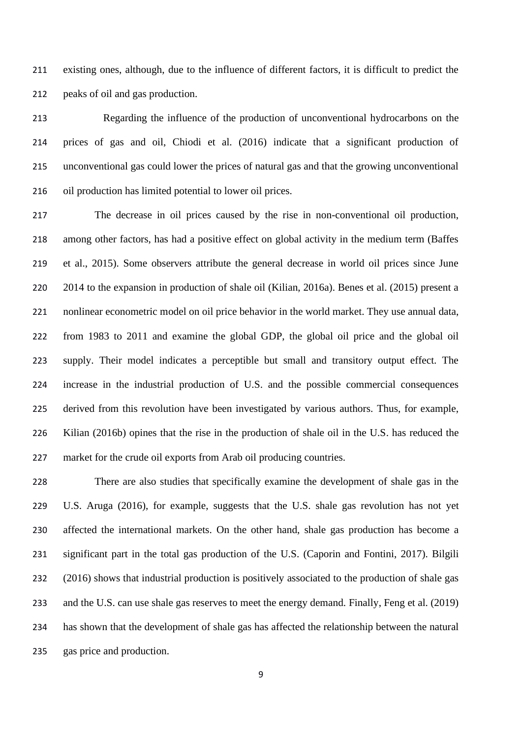existing ones, although, due to the influence of different factors, it is difficult to predict the peaks of oil and gas production.

Regarding the influence of the production of unconventional hydrocarbons on the prices of gas and oil, Chiodi et al. (2016) indicate that a significant production of unconventional gas could lower the prices of natural gas and that the growing unconventional oil production has limited potential to lower oil prices.

The decrease in oil prices caused by the rise in non-conventional oil production, among other factors, has had a positive effect on global activity in the medium term (Baffes et al., 2015). Some observers attribute the general decrease in world oil prices since June 2014 to the expansion in production of shale oil (Kilian, 2016a). Benes et al. (2015) present a nonlinear econometric model on oil price behavior in the world market. They use annual data, from 1983 to 2011 and examine the global GDP, the global oil price and the global oil supply. Their model indicates a perceptible but small and transitory output effect. The increase in the industrial production of U.S. and the possible commercial consequences derived from this revolution have been investigated by various authors. Thus, for example, Kilian (2016b) opines that the rise in the production of shale oil in the U.S. has reduced the market for the crude oil exports from Arab oil producing countries.

There are also studies that specifically examine the development of shale gas in the U.S. Aruga (2016), for example, suggests that the U.S. shale gas revolution has not yet affected the international markets. On the other hand, shale gas production has become a significant part in the total gas production of the U.S. (Caporin and Fontini, 2017). Bilgili (2016) shows that industrial production is positively associated to the production of shale gas and the U.S. can use shale gas reserves to meet the energy demand. Finally, Feng et al. (2019) has shown that the development of shale gas has affected the relationship between the natural gas price and production.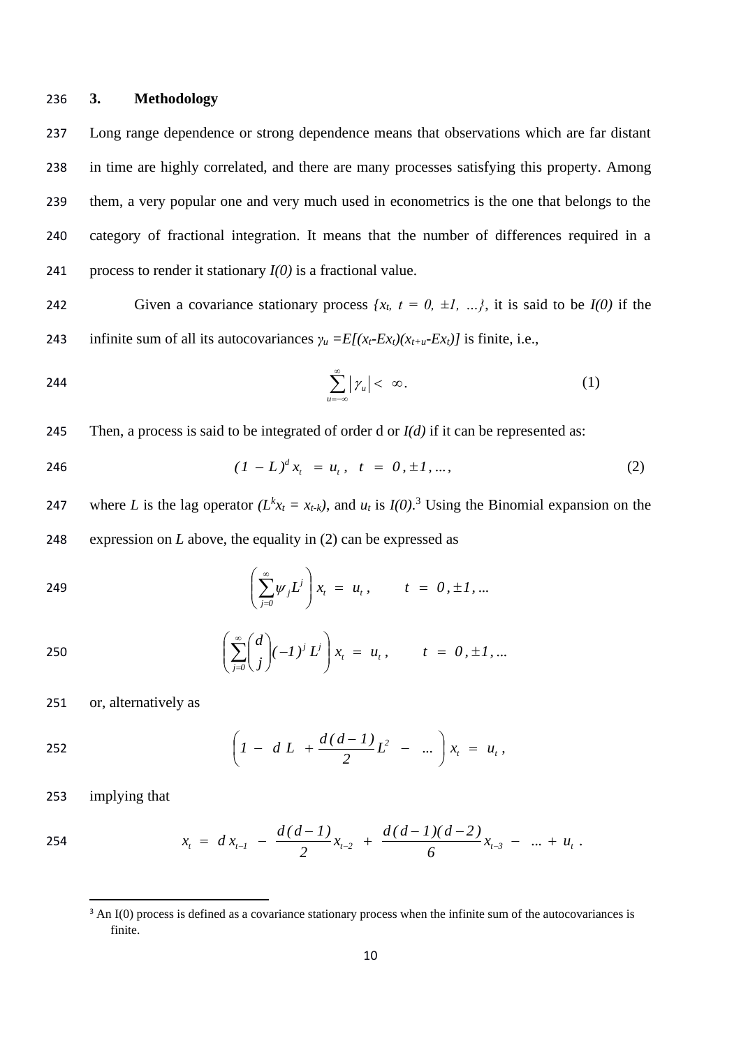## 3. Methodology

Long range dependence or strong dependence means that observations which are far distant in time are highly correlated, and there are many processes satisfying this property. Among them, a very popular one and very much used in econometrics is the one that belongs to the category of fractional integration. It means that the number of differences required in a process to render it stationary *I(0)* is a fractional value.

Given a covariance stationary process $\{x_t,\ t = 0, \pm 1, \ldots\}$, it is said to be *I(0)* if the infinite sum of all its autocovariances $\gamma_u = E[(x_t - Ex_t)(x_{t+u} - Ex_t)]$ is finite, i.e.,

$$\sum_{u=-\infty}^{\infty} |\gamma_u| < \infty. \tag{1}$$

Then, a process is said to be integrated of order d or *I(d)* if it can be represented as:

$$(1 - L)^d x_t = u_t, \quad t = 0, \pm 1, \ldots, \tag{2}$$

where *L* is the lag operator $(L^k x_t = x_{t-k})$, and $u_t$ is *I(0)*.[3] Using the Binomial expansion on the expression on *L* above, the equality in (2) can be expressed as

$$\left( \sum_{j=0}^{\infty} \psi_j L^j \right) x_t = u_t, \qquad t = 0, \pm 1, \ldots$$

$$\left( \sum_{j=0}^{\infty} \binom{d}{j} (-1)^j L^j \right) x_t = u_t, \qquad t = 0, \pm 1, \ldots$$

or, alternatively as

$$\left( 1 - d\,L + \frac{d(d-1)}{2} L^2 - \ldots \right) x_t = u_t,$$

implying that

$$x_t = d\,x_{t-1} - \frac{d(d-1)}{2} x_{t-2} + \frac{d(d-1)(d-2)}{6} x_{t-3} - \ldots + u_t.$$

[3] An I(0) process is defined as a covariance stationary process when the infinite sum of the autocovariances is finite.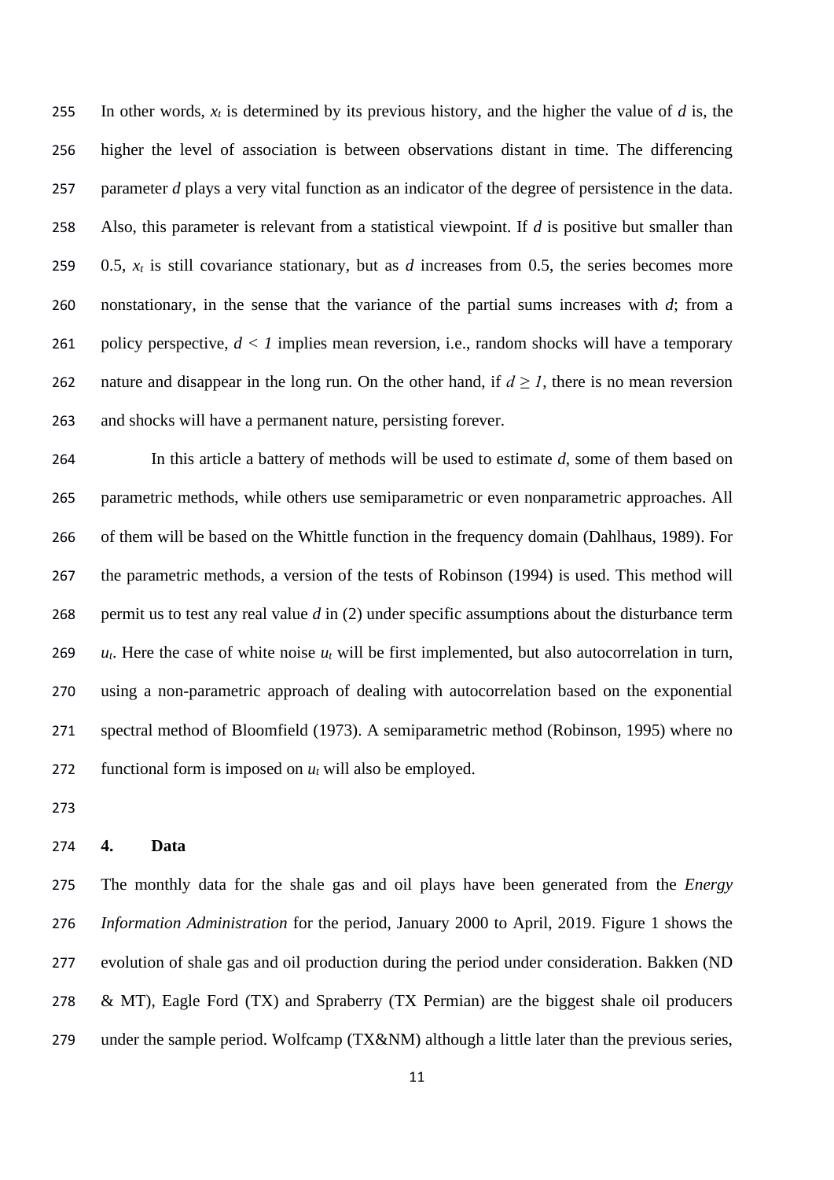In other words, $x_t$ is determined by its previous history, and the higher the value of $d$ is, the higher the level of association is between observations distant in time. The differencing parameter $d$ plays a very vital function as an indicator of the degree of persistence in the data. Also, this parameter is relevant from a statistical viewpoint. If $d$ is positive but smaller than 0.5, $x_t$ is still covariance stationary, but as $d$ increases from 0.5, the series becomes more nonstationary, in the sense that the variance of the partial sums increases with $d$; from a policy perspective, $d < 1$ implies mean reversion, i.e., random shocks will have a temporary nature and disappear in the long run. On the other hand, if $d \geq 1$, there is no mean reversion and shocks will have a permanent nature, persisting forever.

In this article a battery of methods will be used to estimate $d$, some of them based on parametric methods, while others use semiparametric or even nonparametric approaches. All of them will be based on the Whittle function in the frequency domain (Dahlhaus, 1989). For the parametric methods, a version of the tests of Robinson (1994) is used. This method will permit us to test any real value $d$ in (2) under specific assumptions about the disturbance term $u_t$. Here the case of white noise $u_t$ will be first implemented, but also autocorrelation in turn, using a non-parametric approach of dealing with autocorrelation based on the exponential spectral method of Bloomfield (1973). A semiparametric method (Robinson, 1995) where no functional form is imposed on $u_t$ will also be employed.

## 4. Data

The monthly data for the shale gas and oil plays have been generated from the *Energy Information Administration* for the period, January 2000 to April, 2019. Figure 1 shows the evolution of shale gas and oil production during the period under consideration. Bakken (ND & MT), Eagle Ford (TX) and Spraberry (TX Permian) are the biggest shale oil producers under the sample period. Wolfcamp (TX&NM) although a little later than the previous series,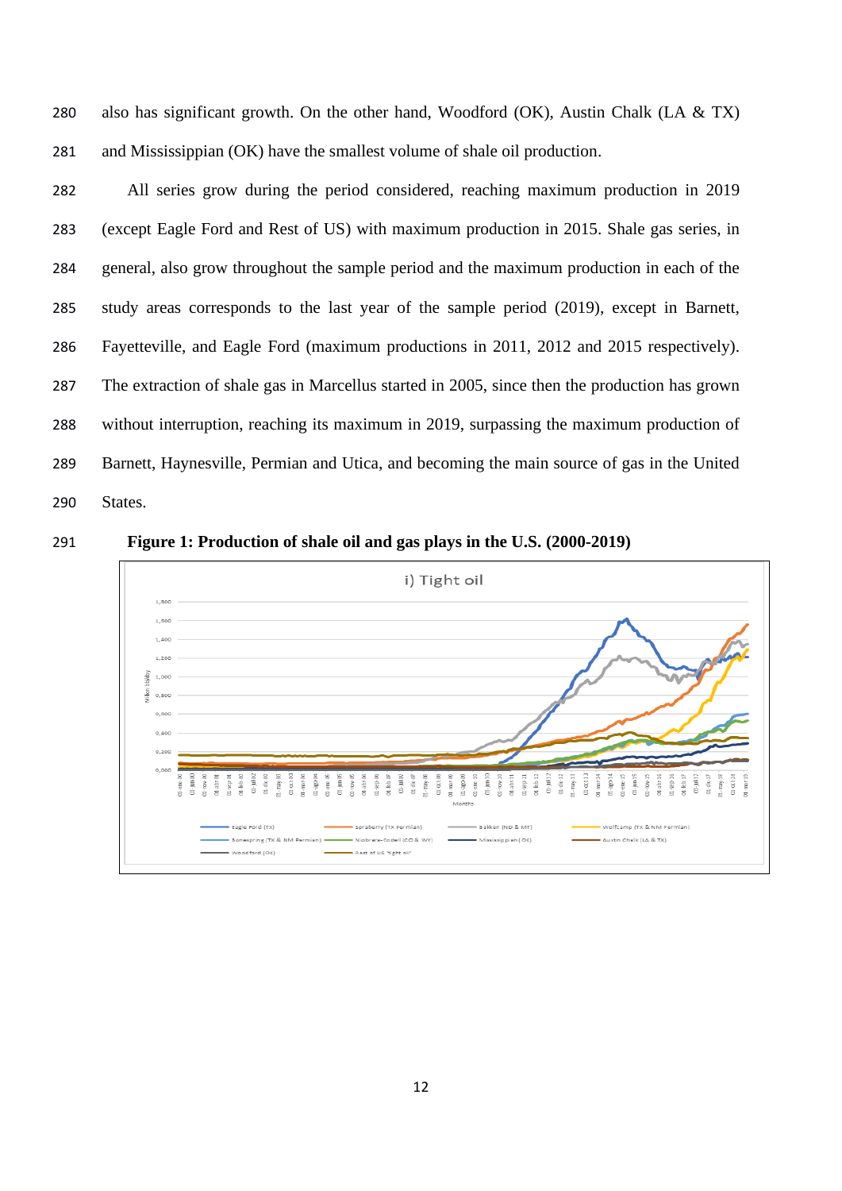also has significant growth. On the other hand, Woodford (OK), Austin Chalk (LA & TX) and Mississippian (OK) have the smallest volume of shale oil production.

All series grow during the period considered, reaching maximum production in 2019 (except Eagle Ford and Rest of US) with maximum production in 2015. Shale gas series, in general, also grow throughout the sample period and the maximum production in each of the study areas corresponds to the last year of the sample period (2019), except in Barnett, Fayetteville, and Eagle Ford (maximum productions in 2011, 2012 and 2015 respectively). The extraction of shale gas in Marcellus started in 2005, since then the production has grown without interruption, reaching its maximum in 2019, surpassing the maximum production of Barnett, Haynesville, Permian and Utica, and becoming the main source of gas in the United States.

**Figure 1: Production of shale oil and gas plays in the U.S. (2000-2019)**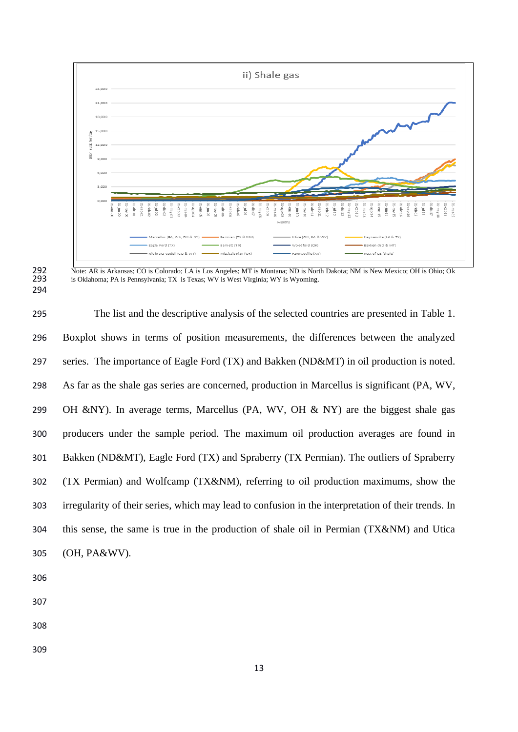Note: AR is Arkansas; CO is Colorado; LA is Los Angeles; MT is Montana; ND is North Dakota; NM is New Mexico; OH is Ohio; Ok is Oklahoma; PA is Pennsylvania; TX is Texas; WV is West Virginia; WY is Wyoming.

The list and the descriptive analysis of the selected countries are presented in Table 1. Boxplot shows in terms of position measurements, the differences between the analyzed series. The importance of Eagle Ford (TX) and Bakken (ND&MT) in oil production is noted. As far as the shale gas series are concerned, production in Marcellus is significant (PA, WV, OH &NY). In average terms, Marcellus (PA, WV, OH & NY) are the biggest shale gas producers under the sample period. The maximum oil production averages are found in Bakken (ND&MT), Eagle Ford (TX) and Spraberry (TX Permian). The outliers of Spraberry (TX Permian) and Wolfcamp (TX&NM), referring to oil production maximums, show the irregularity of their series, which may lead to confusion in the interpretation of their trends. In this sense, the same is true in the production of shale oil in Permian (TX&NM) and Utica (OH, PA&WV).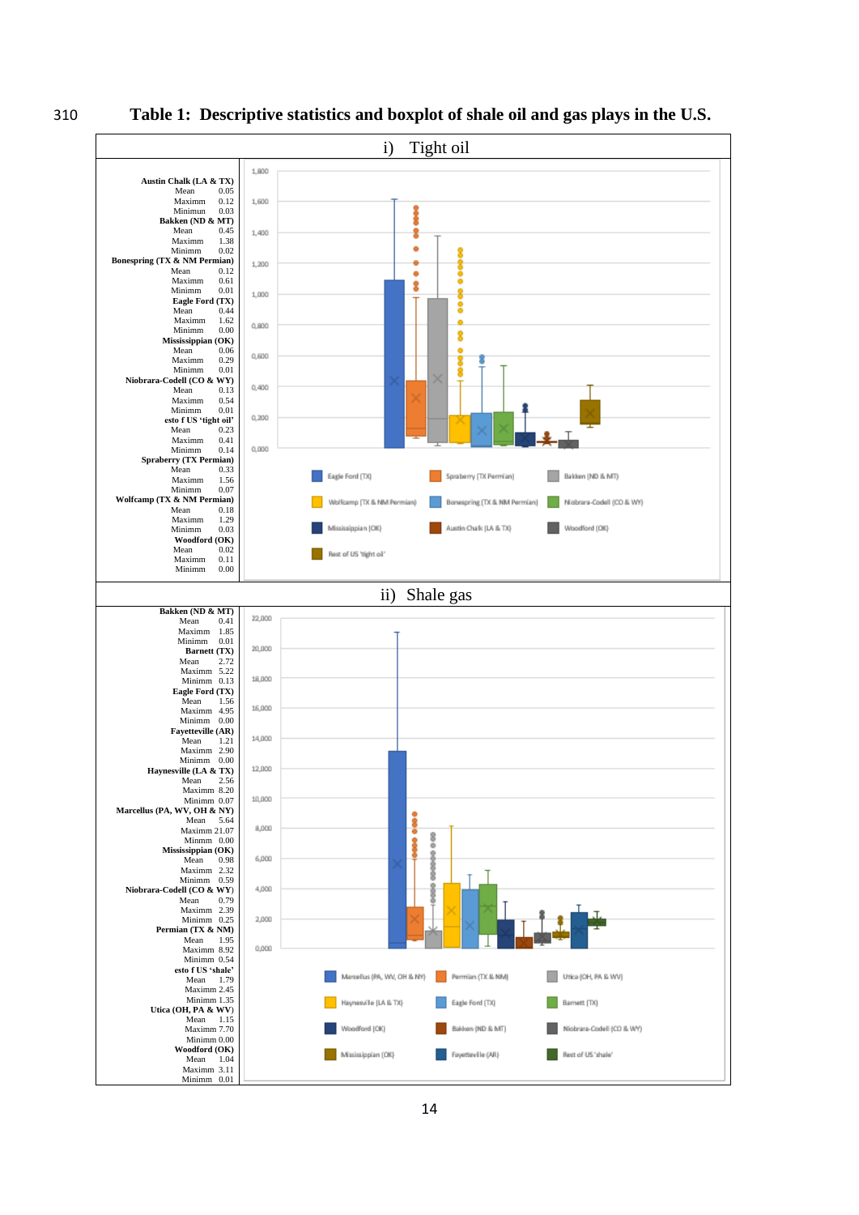**Table 1: Descriptive statistics and boxplot of shale oil and gas plays in the U.S.**

**i) Tight oil**

| Play | Statistic | Value |
|---|---|---|
| **Austin Chalk (LA & TX)** | Mean | 0.05 |
| | Maximm | 0.12 |
| | Minimun | 0.03 |
| **Bakken (ND & MT)** | Mean | 0.45 |
| | Maximm | 1.38 |
| | Minimm | 0.02 |
| **Bonespring (TX & NM Permian)** | Mean | 0.12 |
| | Maximm | 0.61 |
| | Minimm | 0.01 |
| **Eagle Ford (TX)** | Mean | 0.44 |
| | Maximm | 1.62 |
| | Minimm | 0.00 |
| **Mississippian (OK)** | Mean | 0.06 |
| | Maximm | 0.29 |
| | Minimm | 0.01 |
| **Niobrara-Codell (CO & WY)** | Mean | 0.13 |
| | Maximm | 0.54 |
| | Minimm | 0.01 |
| **esto f US 'tight oil'** | Mean | 0.23 |
| | Maximm | 0.41 |
| | Minimm | 0.14 |
| **Spraberry (TX Permian)** | Mean | 0.33 |
| | Maximm | 1.56 |
| | Minimm | 0.07 |
| **Wolfcamp (TX & NM Permian)** | Mean | 0.18 |
| | Maximm | 1.29 |
| | Minimm | 0.03 |
| **Woodford (OK)** | Mean | 0.02 |
| | Maximm | 0.11 |
| | Minimm | 0.00 |

**ii) Shale gas**

| Play | Statistic | Value |
|---|---|---|
| **Bakken (ND & MT)** | Mean | 0.41 |
| | Maximm | 1.85 |
| | Minimm | 0.01 |
| **Barnett (TX)** | Mean | 2.72 |
| | Maximm | 5.22 |
| | Minimm | 0.13 |
| **Eagle Ford (TX)** | Mean | 1.56 |
| | Maximm | 4.95 |
| | Minimm | 0.00 |
| **Fayetteville (AR)** | Mean | 1.21 |
| | Maximm | 2.90 |
| | Minimm | 0.00 |
| **Haynesville (LA & TX)** | Mean | 2.56 |
| | Maximm | 8.20 |
| | Minimm | 0.07 |
| **Marcellus (PA, WV, OH & NY)** | Mean | 5.64 |
| | Maximm | 21.07 |
| | Minimm | 0.00 |
| **Mississippian (OK)** | Mean | 0.98 |
| | Maximm | 2.32 |
| | Minimm | 0.59 |
| **Niobrara-Codell (CO & WY)** | Mean | 0.79 |
| | Maximm | 2.39 |
| | Minimm | 0.25 |
| **Permian (TX & NM)** | Mean | 1.95 |
| | Maximm | 8.92 |
| | Minimm | 0.54 |
| **esto f US 'shale'** | Mean | 1.79 |
| | Maximm | 2.45 |
| | Minimm | 1.35 |
| **Utica (OH, PA & WV)** | Mean | 1.15 |
| | Maximm | 7.70 |
| | Minimm | 0.00 |
| **Woodford (OK)** | Mean | 1.04 |
| | Maximm | 3.11 |
| | Minimm | 0.01 |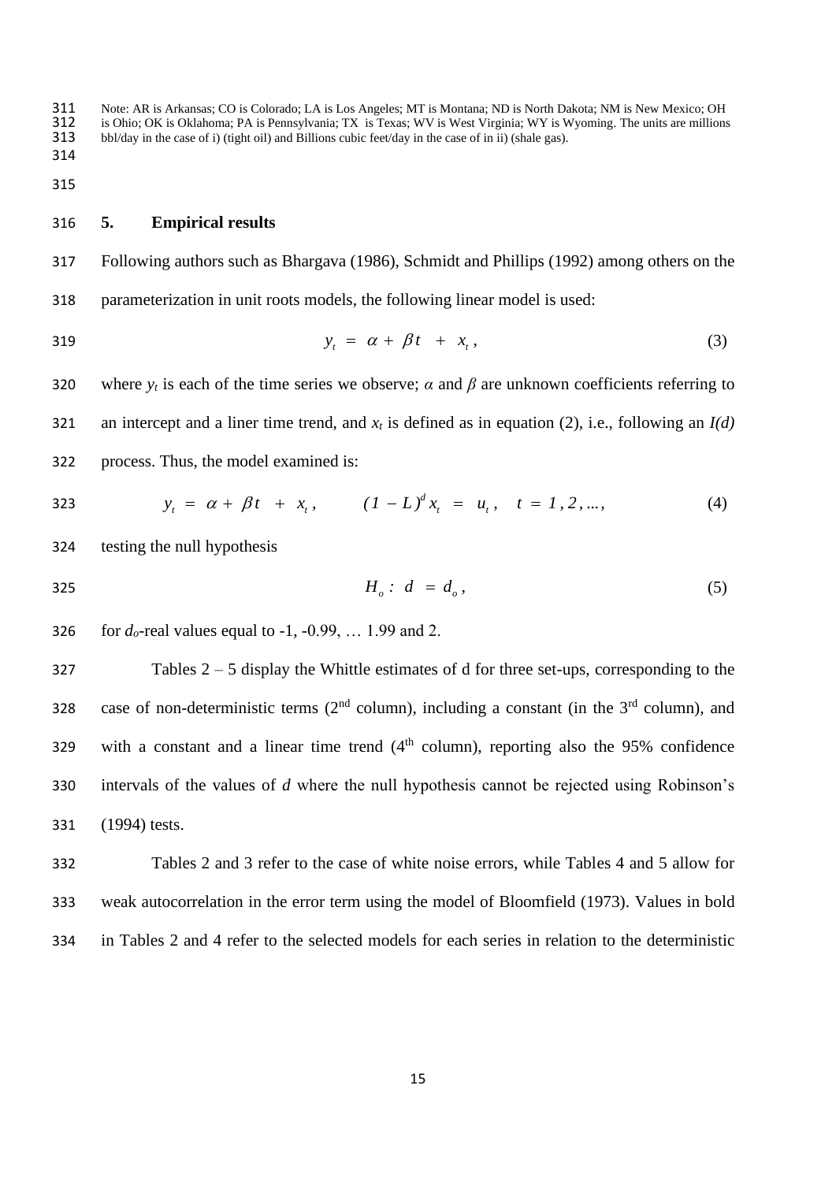Note: AR is Arkansas; CO is Colorado; LA is Los Angeles; MT is Montana; ND is North Dakota; NM is New Mexico; OH is Ohio; OK is Oklahoma; PA is Pennsylvania; TX is Texas; WV is West Virginia; WY is Wyoming. The units are millions bbl/day in the case of i) (tight oil) and Billions cubic feet/day in the case of in ii) (shale gas).

## 5. Empirical results

Following authors such as Bhargava (1986), Schmidt and Phillips (1992) among others on the parameterization in unit roots models, the following linear model is used:

$$y_t = \alpha + \beta t + x_t, \tag{3}$$

where $y_t$ is each of the time series we observe; $\alpha$ and $\beta$ are unknown coefficients referring to an intercept and a liner time trend, and $x_t$ is defined as in equation (2), i.e., following an $I(d)$ process. Thus, the model examined is:

$$y_t = \alpha + \beta t + x_t, \qquad (1 - L)^d x_t = u_t, \quad t = 1, 2, \ldots, \tag{4}$$

testing the null hypothesis

$$H_o : d = d_o, \tag{5}$$

for $d_o$-real values equal to -1, -0.99, … 1.99 and 2.

Tables 2 – 5 display the Whittle estimates of d for three set-ups, corresponding to the case of non-deterministic terms (2nd column), including a constant (in the 3rd column), and with a constant and a linear time trend (4th column), reporting also the 95% confidence intervals of the values of $d$ where the null hypothesis cannot be rejected using Robinson's (1994) tests.

Tables 2 and 3 refer to the case of white noise errors, while Tables 4 and 5 allow for weak autocorrelation in the error term using the model of Bloomfield (1973). Values in bold in Tables 2 and 4 refer to the selected models for each series in relation to the deterministic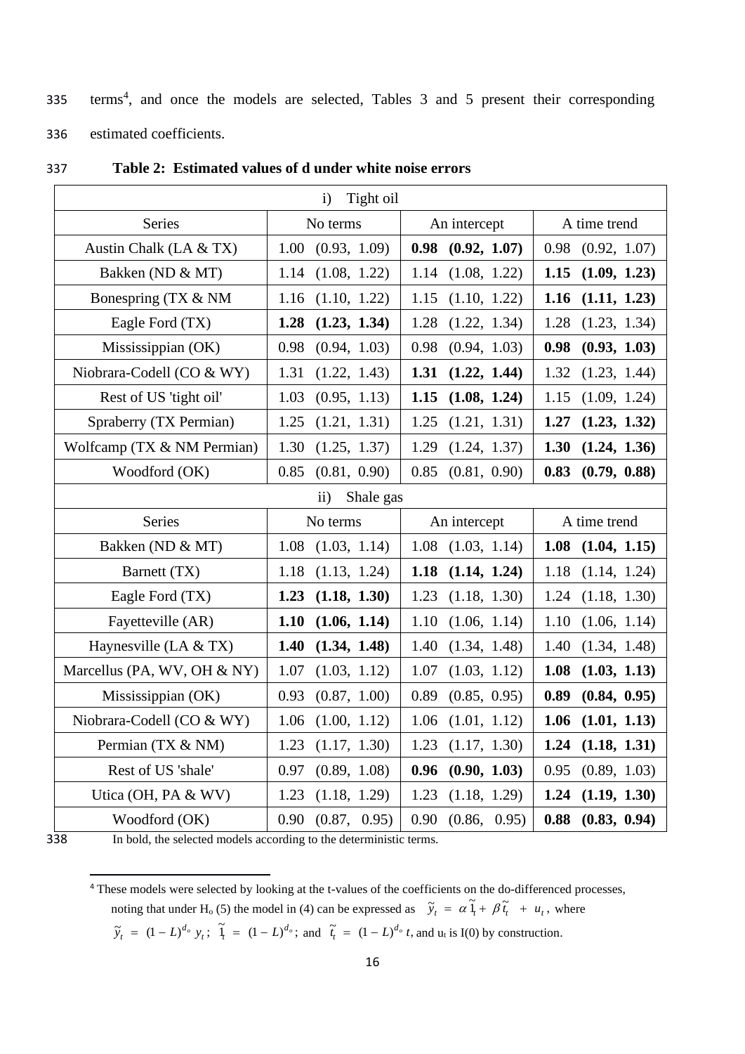terms[4], and once the models are selected, Tables 3 and 5 present their corresponding estimated coefficients.

**Table 2: Estimated values of d under white noise errors**

| i) Tight oil | | | |
|---|---|---|---|
| Series | No terms | An intercept | A time trend |
| Austin Chalk (LA & TX) | 1.00 (0.93, 1.09) | **0.98 (0.92, 1.07)** | 0.98 (0.92, 1.07) |
| Bakken (ND & MT) | 1.14 (1.08, 1.22) | 1.14 (1.08, 1.22) | **1.15 (1.09, 1.23)** |
| Bonespring (TX & NM | 1.16 (1.10, 1.22) | 1.15 (1.10, 1.22) | **1.16 (1.11, 1.23)** |
| Eagle Ford (TX) | **1.28 (1.23, 1.34)** | 1.28 (1.22, 1.34) | 1.28 (1.23, 1.34) |
| Mississippian (OK) | 0.98 (0.94, 1.03) | 0.98 (0.94, 1.03) | **0.98 (0.93, 1.03)** |
| Niobrara-Codell (CO & WY) | 1.31 (1.22, 1.43) | **1.31 (1.22, 1.44)** | 1.32 (1.23, 1.44) |
| Rest of US 'tight oil' | 1.03 (0.95, 1.13) | **1.15 (1.08, 1.24)** | 1.15 (1.09, 1.24) |
| Spraberry (TX Permian) | 1.25 (1.21, 1.31) | 1.25 (1.21, 1.31) | **1.27 (1.23, 1.32)** |
| Wolfcamp (TX & NM Permian) | 1.30 (1.25, 1.37) | 1.29 (1.24, 1.37) | **1.30 (1.24, 1.36)** |
| Woodford (OK) | 0.85 (0.81, 0.90) | 0.85 (0.81, 0.90) | **0.83 (0.79, 0.88)** |
| ii) Shale gas | | | |
| Series | No terms | An intercept | A time trend |
| Bakken (ND & MT) | 1.08 (1.03, 1.14) | 1.08 (1.03, 1.14) | **1.08 (1.04, 1.15)** |
| Barnett (TX) | 1.18 (1.13, 1.24) | **1.18 (1.14, 1.24)** | 1.18 (1.14, 1.24) |
| Eagle Ford (TX) | **1.23 (1.18, 1.30)** | 1.23 (1.18, 1.30) | 1.24 (1.18, 1.30) |
| Fayetteville (AR) | **1.10 (1.06, 1.14)** | 1.10 (1.06, 1.14) | 1.10 (1.06, 1.14) |
| Haynesville (LA & TX) | **1.40 (1.34, 1.48)** | 1.40 (1.34, 1.48) | 1.40 (1.34, 1.48) |
| Marcellus (PA, WV, OH & NY) | 1.07 (1.03, 1.12) | 1.07 (1.03, 1.12) | **1.08 (1.03, 1.13)** |
| Mississippian (OK) | 0.93 (0.87, 1.00) | 0.89 (0.85, 0.95) | **0.89 (0.84, 0.95)** |
| Niobrara-Codell (CO & WY) | 1.06 (1.00, 1.12) | 1.06 (1.01, 1.12) | **1.06 (1.01, 1.13)** |
| Permian (TX & NM) | 1.23 (1.17, 1.30) | 1.23 (1.17, 1.30) | **1.24 (1.18, 1.31)** |
| Rest of US 'shale' | 0.97 (0.89, 1.08) | **0.96 (0.90, 1.03)** | 0.95 (0.89, 1.03) |
| Utica (OH, PA & WV) | 1.23 (1.18, 1.29) | 1.23 (1.18, 1.29) | **1.24 (1.19, 1.30)** |
| Woodford (OK) | 0.90 (0.87, 0.95) | 0.90 (0.86, 0.95) | **0.88 (0.83, 0.94)** |

In bold, the selected models according to the deterministic terms.

[4] These models were selected by looking at the t-values of the coefficients on the do-differenced processes, noting that under $H_o$ (5) the model in (4) can be expressed as $\tilde{y}_t = \alpha \tilde{1}_t + \beta \tilde{t}_t + u_t$, where $\tilde{y}_t = (1-L)^{d_o} y_t$; $\tilde{1}_t = (1-L)^{d_o}$; and $\tilde{t}_t = (1-L)^{d_o} t$, and $u_t$ is I(0) by construction.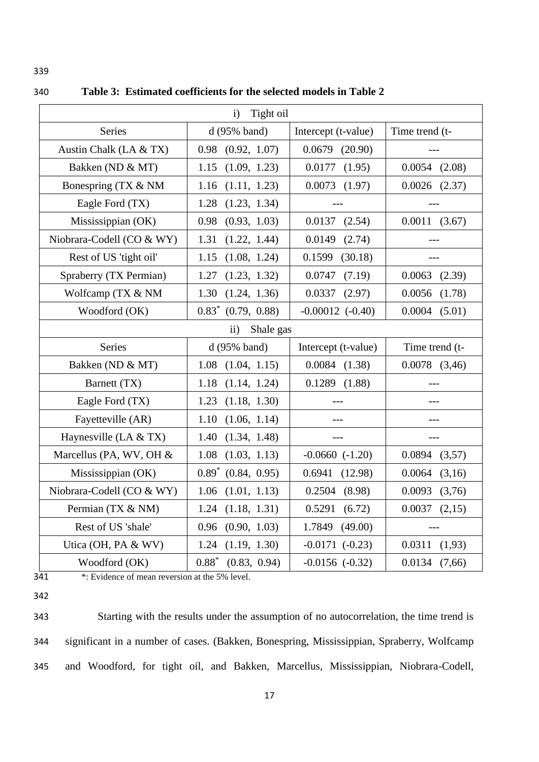**Table 3: Estimated coefficients for the selected models in Table 2**

| i) Tight oil | | | |
|---|---|---|---|
| Series | d (95% band) | Intercept (t-value) | Time trend (t- |
| Austin Chalk (LA & TX) | 0.98 (0.92, 1.07) | 0.0679 (20.90) | --- |
| Bakken (ND & MT) | 1.15 (1.09, 1.23) | 0.0177 (1.95) | 0.0054 (2.08) |
| Bonespring (TX & NM | 1.16 (1.11, 1.23) | 0.0073 (1.97) | 0.0026 (2.37) |
| Eagle Ford (TX) | 1.28 (1.23, 1.34) | --- | --- |
| Mississippian (OK) | 0.98 (0.93, 1.03) | 0.0137 (2.54) | 0.0011 (3.67) |
| Niobrara-Codell (CO & WY) | 1.31 (1.22, 1.44) | 0.0149 (2.74) | --- |
| Rest of US 'tight oil' | 1.15 (1.08, 1.24) | 0.1599 (30.18) | --- |
| Spraberry (TX Permian) | 1.27 (1.23, 1.32) | 0.0747 (7.19) | 0.0063 (2.39) |
| Wolfcamp (TX & NM | 1.30 (1.24, 1.36) | 0.0337 (2.97) | 0.0056 (1.78) |
| Woodford (OK) | 0.83* (0.79, 0.88) | -0.00012 (-0.40) | 0.0004 (5.01) |
| ii) Shale gas | | | |
| Series | d (95% band) | Intercept (t-value) | Time trend (t- |
| Bakken (ND & MT) | 1.08 (1.04, 1.15) | 0.0084 (1.38) | 0.0078 (3,46) |
| Barnett (TX) | 1.18 (1.14, 1.24) | 0.1289 (1.88) | --- |
| Eagle Ford (TX) | 1.23 (1.18, 1.30) | --- | --- |
| Fayetteville (AR) | 1.10 (1.06, 1.14) | --- | --- |
| Haynesville (LA & TX) | 1.40 (1.34, 1.48) | --- | --- |
| Marcellus (PA, WV, OH & | 1.08 (1.03, 1.13) | -0.0660 (-1.20) | 0.0894 (3,57) |
| Mississippian (OK) | 0.89* (0.84, 0.95) | 0.6941 (12.98) | 0.0064 (3,16) |
| Niobrara-Codell (CO & WY) | 1.06 (1.01, 1.13) | 0.2504 (8.98) | 0.0093 (3,76) |
| Permian (TX & NM) | 1.24 (1.18, 1.31) | 0.5291 (6.72) | 0.0037 (2,15) |
| Rest of US 'shale' | 0.96 (0.90, 1.03) | 1.7849 (49.00) | --- |
| Utica (OH, PA & WV) | 1.24 (1.19, 1.30) | -0.0171 (-0.23) | 0.0311 (1,93) |
| Woodford (OK) | 0.88* (0.83, 0.94) | -0.0156 (-0.32) | 0.0134 (7,66) |

*: Evidence of mean reversion at the 5% level.

Starting with the results under the assumption of no autocorrelation, the time trend is significant in a number of cases. (Bakken, Bonespring, Mississippian, Spraberry, Wolfcamp and Woodford, for tight oil, and Bakken, Marcellus, Mississippian, Niobrara-Codell,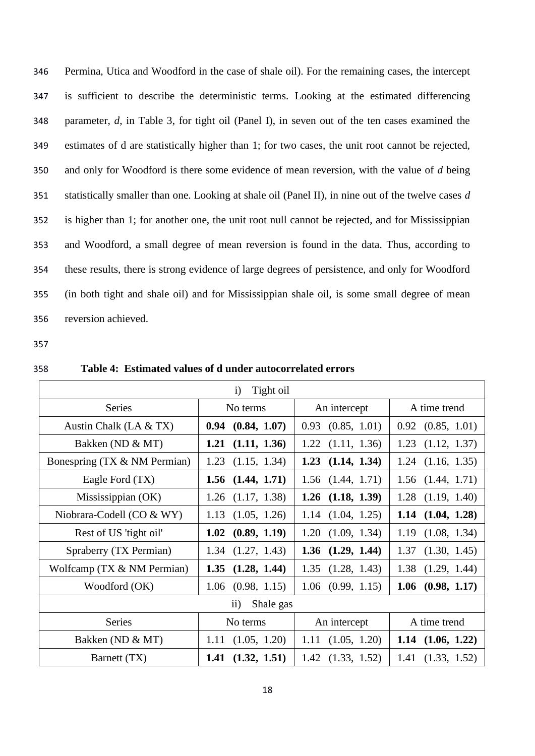Permina, Utica and Woodford in the case of shale oil). For the remaining cases, the intercept is sufficient to describe the deterministic terms. Looking at the estimated differencing parameter, *d*, in Table 3, for tight oil (Panel I), in seven out of the ten cases examined the estimates of d are statistically higher than 1; for two cases, the unit root cannot be rejected, and only for Woodford is there some evidence of mean reversion, with the value of *d* being statistically smaller than one. Looking at shale oil (Panel II), in nine out of the twelve cases *d* is higher than 1; for another one, the unit root null cannot be rejected, and for Mississippian and Woodford, a small degree of mean reversion is found in the data. Thus, according to these results, there is strong evidence of large degrees of persistence, and only for Woodford (in both tight and shale oil) and for Mississippian shale oil, is some small degree of mean reversion achieved.

**Table 4: Estimated values of d under autocorrelated errors**

| i) Tight oil | | | |
|---|---|---|---|
| Series | No terms | An intercept | A time trend |
| Austin Chalk (LA & TX) | **0.94 (0.84, 1.07)** | 0.93 (0.85, 1.01) | 0.92 (0.85, 1.01) |
| Bakken (ND & MT) | **1.21 (1.11, 1.36)** | 1.22 (1.11, 1.36) | 1.23 (1.12, 1.37) |
| Bonespring (TX & NM Permian) | 1.23 (1.15, 1.34) | **1.23 (1.14, 1.34)** | 1.24 (1.16, 1.35) |
| Eagle Ford (TX) | **1.56 (1.44, 1.71)** | 1.56 (1.44, 1.71) | 1.56 (1.44, 1.71) |
| Mississippian (OK) | 1.26 (1.17, 1.38) | **1.26 (1.18, 1.39)** | 1.28 (1.19, 1.40) |
| Niobrara-Codell (CO & WY) | 1.13 (1.05, 1.26) | 1.14 (1.04, 1.25) | **1.14 (1.04, 1.28)** |
| Rest of US 'tight oil' | **1.02 (0.89, 1.19)** | 1.20 (1.09, 1.34) | 1.19 (1.08, 1.34) |
| Spraberry (TX Permian) | 1.34 (1.27, 1.43) | **1.36 (1.29, 1.44)** | 1.37 (1.30, 1.45) |
| Wolfcamp (TX & NM Permian) | **1.35 (1.28, 1.44)** | 1.35 (1.28, 1.43) | 1.38 (1.29, 1.44) |
| Woodford (OK) | 1.06 (0.98, 1.15) | 1.06 (0.99, 1.15) | **1.06 (0.98, 1.17)** |
| ii) Shale gas | | | |
| Series | No terms | An intercept | A time trend |
| Bakken (ND & MT) | 1.11 (1.05, 1.20) | 1.11 (1.05, 1.20) | **1.14 (1.06, 1.22)** |
| Barnett (TX) | **1.41 (1.32, 1.51)** | 1.42 (1.33, 1.52) | 1.41 (1.33, 1.52) |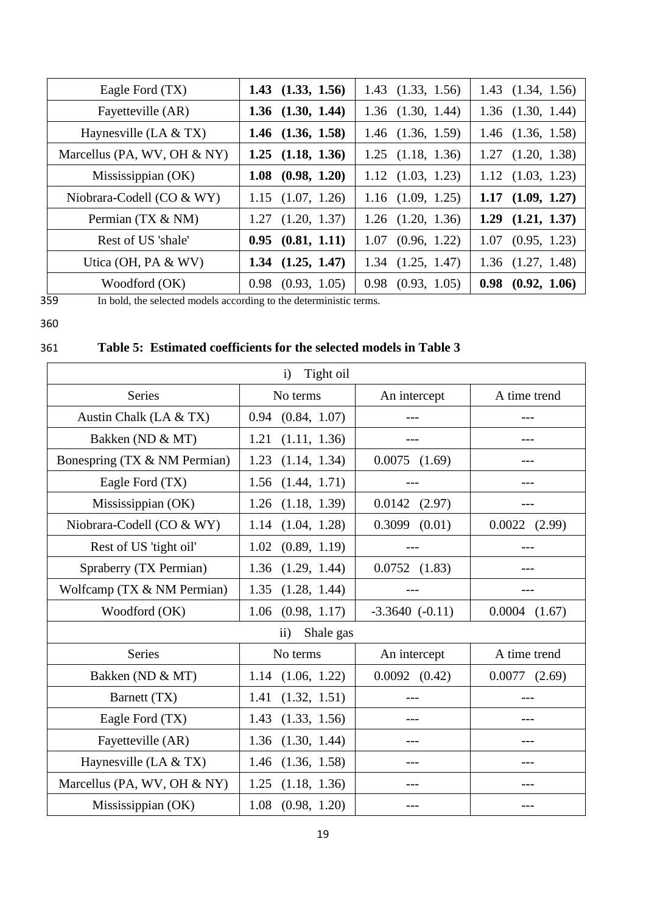| Eagle Ford (TX) | **1.43 (1.33, 1.56)** | 1.43 (1.33, 1.56) | 1.43 (1.34, 1.56) |
|---|---|---|---|
| Fayetteville (AR) | **1.36 (1.30, 1.44)** | 1.36 (1.30, 1.44) | 1.36 (1.30, 1.44) |
| Haynesville (LA & TX) | **1.46 (1.36, 1.58)** | 1.46 (1.36, 1.59) | 1.46 (1.36, 1.58) |
| Marcellus (PA, WV, OH & NY) | **1.25 (1.18, 1.36)** | 1.25 (1.18, 1.36) | 1.27 (1.20, 1.38) |
| Mississippian (OK) | **1.08 (0.98, 1.20)** | 1.12 (1.03, 1.23) | 1.12 (1.03, 1.23) |
| Niobrara-Codell (CO & WY) | 1.15 (1.07, 1.26) | 1.16 (1.09, 1.25) | **1.17 (1.09, 1.27)** |
| Permian (TX & NM) | 1.27 (1.20, 1.37) | 1.26 (1.20, 1.36) | **1.29 (1.21, 1.37)** |
| Rest of US 'shale' | **0.95 (0.81, 1.11)** | 1.07 (0.96, 1.22) | 1.07 (0.95, 1.23) |
| Utica (OH, PA & WV) | **1.34 (1.25, 1.47)** | 1.34 (1.25, 1.47) | 1.36 (1.27, 1.48) |
| Woodford (OK) | 0.98 (0.93, 1.05) | 0.98 (0.93, 1.05) | **0.98 (0.92, 1.06)** |

In bold, the selected models according to the deterministic terms.

**Table 5: Estimated coefficients for the selected models in Table 3**

| i) Tight oil | | | |
|---|---|---|---|
| Series | No terms | An intercept | A time trend |
| Austin Chalk (LA & TX) | 0.94 (0.84, 1.07) | --- | --- |
| Bakken (ND & MT) | 1.21 (1.11, 1.36) | --- | --- |
| Bonespring (TX & NM Permian) | 1.23 (1.14, 1.34) | 0.0075 (1.69) | --- |
| Eagle Ford (TX) | 1.56 (1.44, 1.71) | --- | --- |
| Mississippian (OK) | 1.26 (1.18, 1.39) | 0.0142 (2.97) | --- |
| Niobrara-Codell (CO & WY) | 1.14 (1.04, 1.28) | 0.3099 (0.01) | 0.0022 (2.99) |
| Rest of US 'tight oil' | 1.02 (0.89, 1.19) | --- | --- |
| Spraberry (TX Permian) | 1.36 (1.29, 1.44) | 0.0752 (1.83) | --- |
| Wolfcamp (TX & NM Permian) | 1.35 (1.28, 1.44) | --- | --- |
| Woodford (OK) | 1.06 (0.98, 1.17) | -3.3640 (-0.11) | 0.0004 (1.67) |
| ii) Shale gas | | | |
| Series | No terms | An intercept | A time trend |
| Bakken (ND & MT) | 1.14 (1.06, 1.22) | 0.0092 (0.42) | 0.0077 (2.69) |
| Barnett (TX) | 1.41 (1.32, 1.51) | --- | --- |
| Eagle Ford (TX) | 1.43 (1.33, 1.56) | --- | --- |
| Fayetteville (AR) | 1.36 (1.30, 1.44) | --- | --- |
| Haynesville (LA & TX) | 1.46 (1.36, 1.58) | --- | --- |
| Marcellus (PA, WV, OH & NY) | 1.25 (1.18, 1.36) | --- | --- |
| Mississippian (OK) | 1.08 (0.98, 1.20) | --- | --- |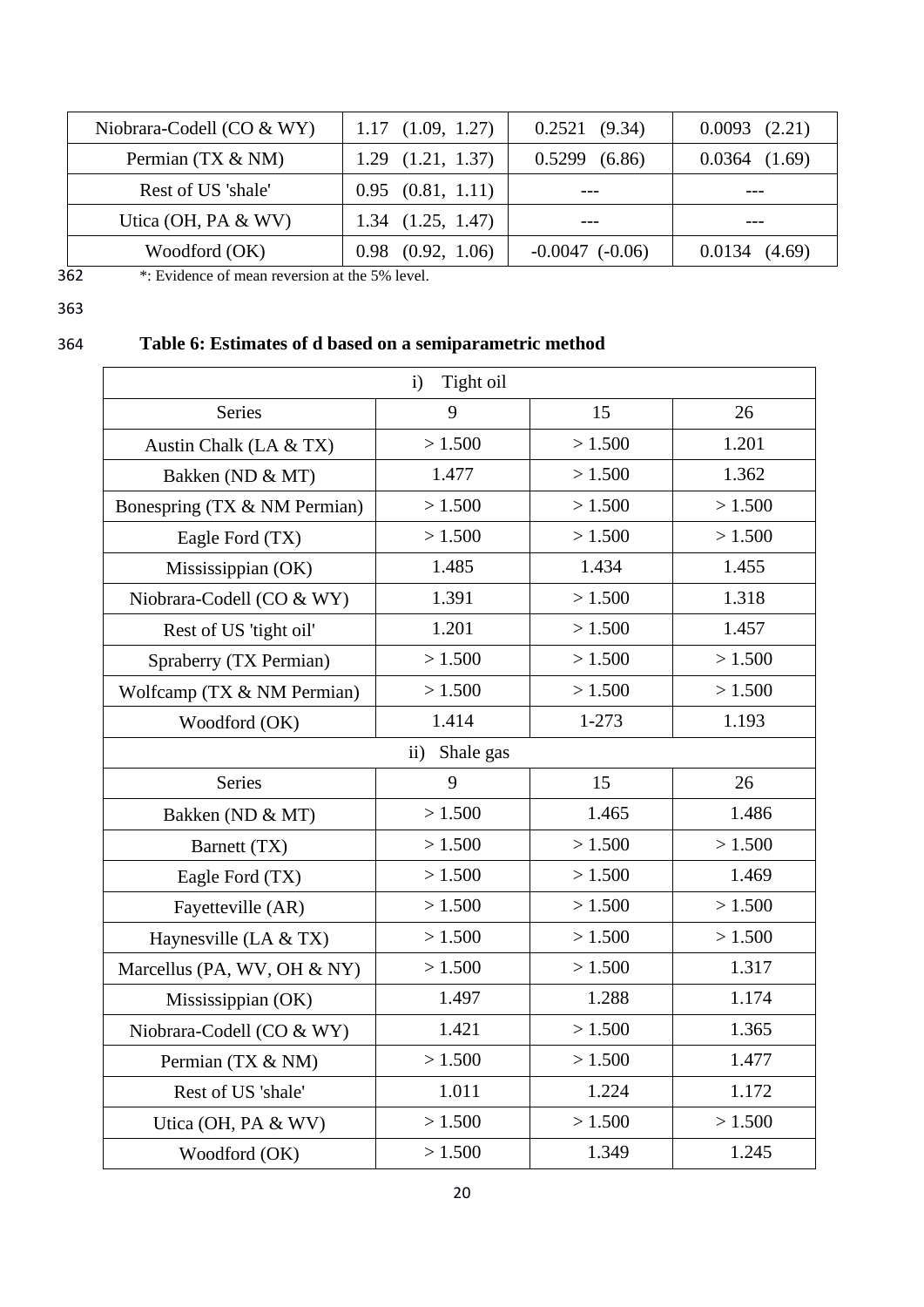| | | | |
|---|---|---|---|
| Niobrara-Codell (CO & WY) | 1.17 (1.09, 1.27) | 0.2521 (9.34) | 0.0093 (2.21) |
| Permian (TX & NM) | 1.29 (1.21, 1.37) | 0.5299 (6.86) | 0.0364 (1.69) |
| Rest of US 'shale' | 0.95 (0.81, 1.11) | --- | --- |
| Utica (OH, PA & WV) | 1.34 (1.25, 1.47) | --- | --- |
| Woodford (OK) | 0.98 (0.92, 1.06) | -0.0047 (-0.06) | 0.0134 (4.69) |

*: Evidence of mean reversion at the 5% level.

**Table 6: Estimates of d based on a semiparametric method**

| i) Tight oil | | | |
|---|---|---|---|
| Series | 9 | 15 | 26 |
| Austin Chalk (LA & TX) | > 1.500 | > 1.500 | 1.201 |
| Bakken (ND & MT) | 1.477 | > 1.500 | 1.362 |
| Bonespring (TX & NM Permian) | > 1.500 | > 1.500 | > 1.500 |
| Eagle Ford (TX) | > 1.500 | > 1.500 | > 1.500 |
| Mississippian (OK) | 1.485 | 1.434 | 1.455 |
| Niobrara-Codell (CO & WY) | 1.391 | > 1.500 | 1.318 |
| Rest of US 'tight oil' | 1.201 | > 1.500 | 1.457 |
| Spraberry (TX Permian) | > 1.500 | > 1.500 | > 1.500 |
| Wolfcamp (TX & NM Permian) | > 1.500 | > 1.500 | > 1.500 |
| Woodford (OK) | 1.414 | 1-273 | 1.193 |
| **ii) Shale gas** | | | |
| Series | 9 | 15 | 26 |
| Bakken (ND & MT) | > 1.500 | 1.465 | 1.486 |
| Barnett (TX) | > 1.500 | > 1.500 | > 1.500 |
| Eagle Ford (TX) | > 1.500 | > 1.500 | 1.469 |
| Fayetteville (AR) | > 1.500 | > 1.500 | > 1.500 |
| Haynesville (LA & TX) | > 1.500 | > 1.500 | > 1.500 |
| Marcellus (PA, WV, OH & NY) | > 1.500 | > 1.500 | 1.317 |
| Mississippian (OK) | 1.497 | 1.288 | 1.174 |
| Niobrara-Codell (CO & WY) | 1.421 | > 1.500 | 1.365 |
| Permian (TX & NM) | > 1.500 | > 1.500 | 1.477 |
| Rest of US 'shale' | 1.011 | 1.224 | 1.172 |
| Utica (OH, PA & WV) | > 1.500 | > 1.500 | > 1.500 |
| Woodford (OK) | > 1.500 | 1.349 | 1.245 |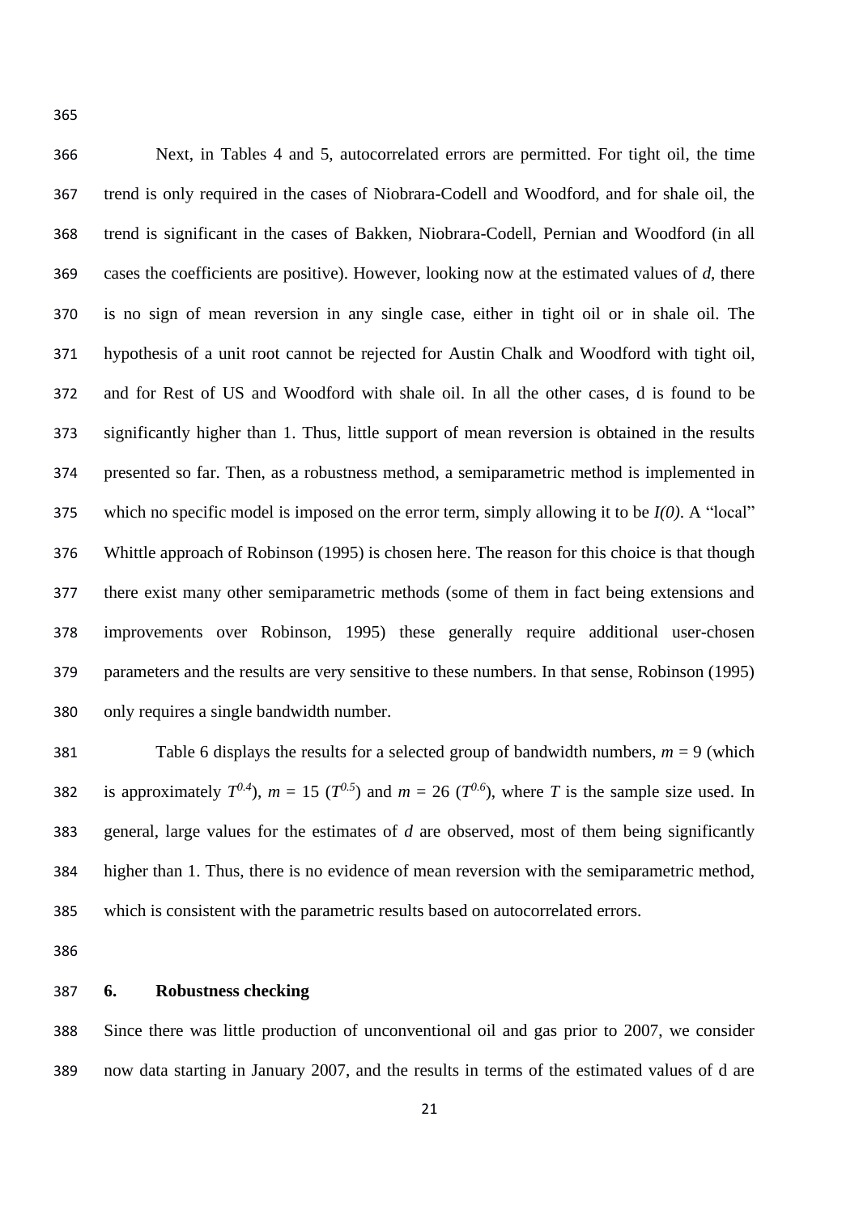Next, in Tables 4 and 5, autocorrelated errors are permitted. For tight oil, the time trend is only required in the cases of Niobrara-Codell and Woodford, and for shale oil, the trend is significant in the cases of Bakken, Niobrara-Codell, Pernian and Woodford (in all cases the coefficients are positive). However, looking now at the estimated values of *d*, there is no sign of mean reversion in any single case, either in tight oil or in shale oil. The hypothesis of a unit root cannot be rejected for Austin Chalk and Woodford with tight oil, and for Rest of US and Woodford with shale oil. In all the other cases, d is found to be significantly higher than 1. Thus, little support of mean reversion is obtained in the results presented so far. Then, as a robustness method, a semiparametric method is implemented in which no specific model is imposed on the error term, simply allowing it to be *I(0)*. A "local" Whittle approach of Robinson (1995) is chosen here. The reason for this choice is that though there exist many other semiparametric methods (some of them in fact being extensions and improvements over Robinson, 1995) these generally require additional user-chosen parameters and the results are very sensitive to these numbers. In that sense, Robinson (1995) only requires a single bandwidth number.

Table 6 displays the results for a selected group of bandwidth numbers, $m = 9$ (which is approximately $T^{0.4}$), $m = 15$ ($T^{0.5}$) and $m = 26$ ($T^{0.6}$), where $T$ is the sample size used. In general, large values for the estimates of *d* are observed, most of them being significantly higher than 1. Thus, there is no evidence of mean reversion with the semiparametric method, which is consistent with the parametric results based on autocorrelated errors.

## 6. Robustness checking

Since there was little production of unconventional oil and gas prior to 2007, we consider now data starting in January 2007, and the results in terms of the estimated values of d are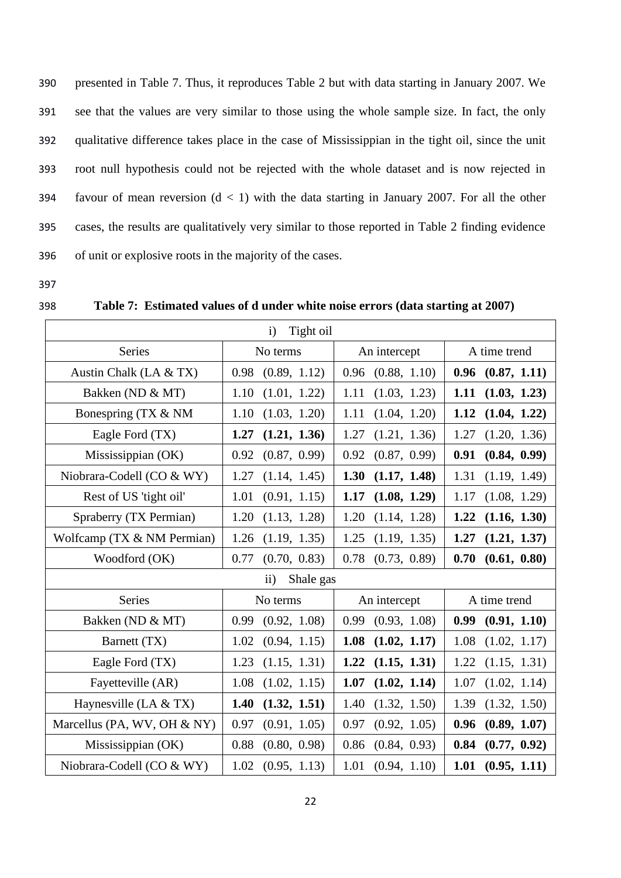presented in Table 7. Thus, it reproduces Table 2 but with data starting in January 2007. We see that the values are very similar to those using the whole sample size. In fact, the only qualitative difference takes place in the case of Mississippian in the tight oil, since the unit root null hypothesis could not be rejected with the whole dataset and is now rejected in favour of mean reversion ($d < 1$) with the data starting in January 2007. For all the other cases, the results are qualitatively very similar to those reported in Table 2 finding evidence of unit or explosive roots in the majority of the cases.

**Table 7: Estimated values of d under white noise errors (data starting at 2007)**

| i) Tight oil | | | |
|---|---|---|---|
| Series | No terms | An intercept | A time trend |
| Austin Chalk (LA & TX) | 0.98 (0.89, 1.12) | 0.96 (0.88, 1.10) | **0.96 (0.87, 1.11)** |
| Bakken (ND & MT) | 1.10 (1.01, 1.22) | 1.11 (1.03, 1.23) | **1.11 (1.03, 1.23)** |
| Bonespring (TX & NM | 1.10 (1.03, 1.20) | 1.11 (1.04, 1.20) | **1.12 (1.04, 1.22)** |
| Eagle Ford (TX) | **1.27 (1.21, 1.36)** | 1.27 (1.21, 1.36) | 1.27 (1.20, 1.36) |
| Mississippian (OK) | 0.92 (0.87, 0.99) | 0.92 (0.87, 0.99) | **0.91 (0.84, 0.99)** |
| Niobrara-Codell (CO & WY) | 1.27 (1.14, 1.45) | **1.30 (1.17, 1.48)** | 1.31 (1.19, 1.49) |
| Rest of US 'tight oil' | 1.01 (0.91, 1.15) | **1.17 (1.08, 1.29)** | 1.17 (1.08, 1.29) |
| Spraberry (TX Permian) | 1.20 (1.13, 1.28) | 1.20 (1.14, 1.28) | **1.22 (1.16, 1.30)** |
| Wolfcamp (TX & NM Permian) | 1.26 (1.19, 1.35) | 1.25 (1.19, 1.35) | **1.27 (1.21, 1.37)** |
| Woodford (OK) | 0.77 (0.70, 0.83) | 0.78 (0.73, 0.89) | **0.70 (0.61, 0.80)** |
| ii) Shale gas | | | |
| Series | No terms | An intercept | A time trend |
| Bakken (ND & MT) | 0.99 (0.92, 1.08) | 0.99 (0.93, 1.08) | **0.99 (0.91, 1.10)** |
| Barnett (TX) | 1.02 (0.94, 1.15) | **1.08 (1.02, 1.17)** | 1.08 (1.02, 1.17) |
| Eagle Ford (TX) | 1.23 (1.15, 1.31) | **1.22 (1.15, 1.31)** | 1.22 (1.15, 1.31) |
| Fayetteville (AR) | 1.08 (1.02, 1.15) | **1.07 (1.02, 1.14)** | 1.07 (1.02, 1.14) |
| Haynesville (LA & TX) | **1.40 (1.32, 1.51)** | 1.40 (1.32, 1.50) | 1.39 (1.32, 1.50) |
| Marcellus (PA, WV, OH & NY) | 0.97 (0.91, 1.05) | 0.97 (0.92, 1.05) | **0.96 (0.89, 1.07)** |
| Mississippian (OK) | 0.88 (0.80, 0.98) | 0.86 (0.84, 0.93) | **0.84 (0.77, 0.92)** |
| Niobrara-Codell (CO & WY) | 1.02 (0.95, 1.13) | 1.01 (0.94, 1.10) | **1.01 (0.95, 1.11)** |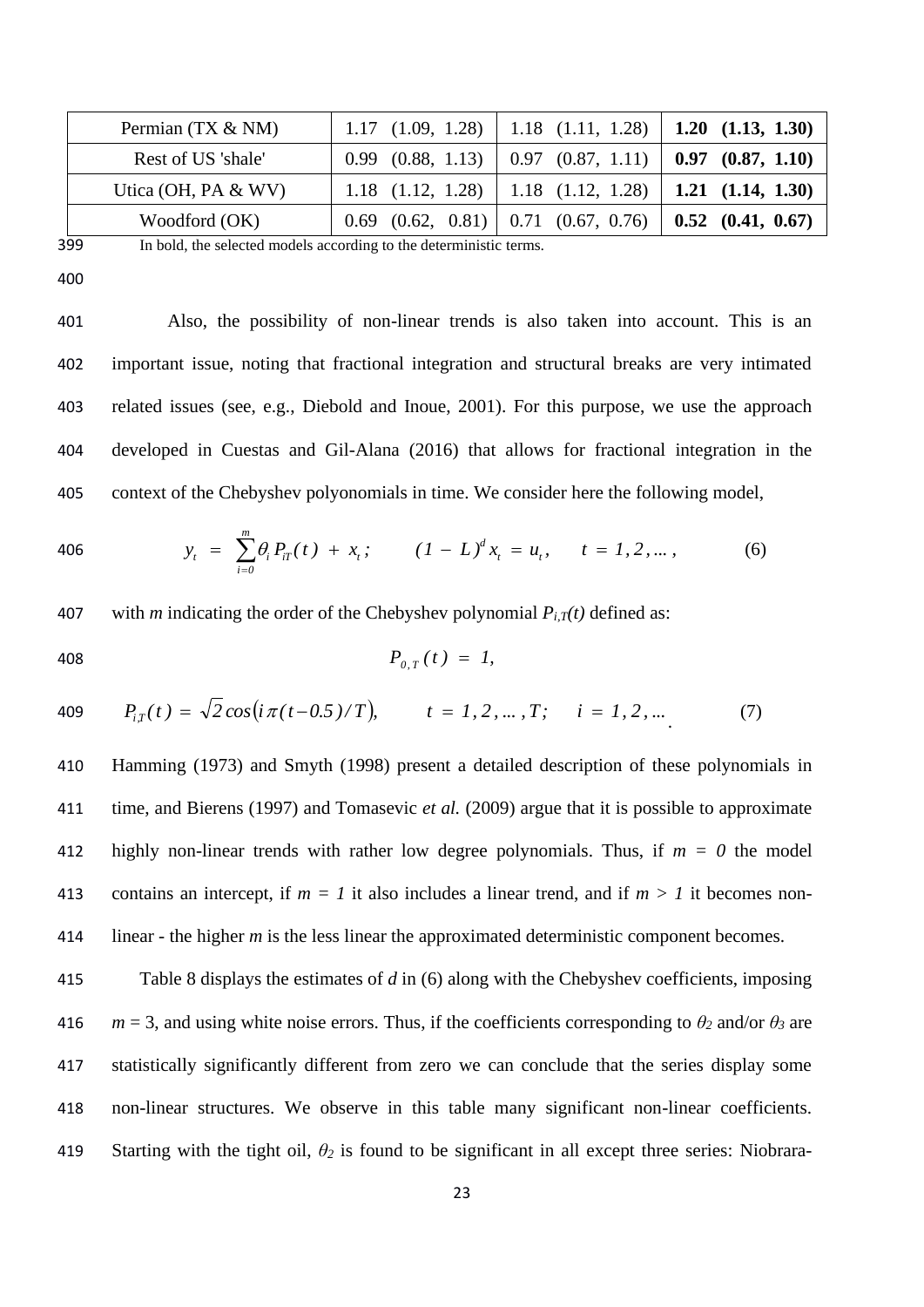| Permian (TX & NM) | 1.17 (1.09, 1.28) | 1.18 (1.11, 1.28) | **1.20 (1.13, 1.30)** |
|---|---|---|---|
| Rest of US 'shale' | 0.99 (0.88, 1.13) | 0.97 (0.87, 1.11) | **0.97 (0.87, 1.10)** |
| Utica (OH, PA & WV) | 1.18 (1.12, 1.28) | 1.18 (1.12, 1.28) | **1.21 (1.14, 1.30)** |
| Woodford (OK) | 0.69 (0.62, 0.81) | 0.71 (0.67, 0.76) | **0.52 (0.41, 0.67)** |

In bold, the selected models according to the deterministic terms.

Also, the possibility of non-linear trends is also taken into account. This is an important issue, noting that fractional integration and structural breaks are very intimated related issues (see, e.g., Diebold and Inoue, 2001). For this purpose, we use the approach developed in Cuestas and Gil-Alana (2016) that allows for fractional integration in the context of the Chebyshev polyonomials in time. We consider here the following model,

$$y_t = \sum_{i=0}^{m} \theta_i P_{iT}(t) + x_t; \qquad (1 - L)^d x_t = u_t, \qquad t = 1, 2, \ldots, \tag{6}$$

with $m$ indicating the order of the Chebyshev polynomial $P_{i,T}(t)$ defined as:

$$P_{0,T}(t) = 1,$$

$$P_{i,T}(t) = \sqrt{2}\cos\left(i\pi(t-0.5)/T\right), \qquad t = 1, 2, \ldots, T; \quad i = 1, 2, \ldots \tag{7}$$

Hamming (1973) and Smyth (1998) present a detailed description of these polynomials in time, and Bierens (1997) and Tomasevic *et al.* (2009) argue that it is possible to approximate highly non-linear trends with rather low degree polynomials. Thus, if $m = 0$ the model contains an intercept, if $m = 1$ it also includes a linear trend, and if $m > 1$ it becomes non-linear - the higher $m$ is the less linear the approximated deterministic component becomes.

Table 8 displays the estimates of $d$ in (6) along with the Chebyshev coefficients, imposing $m = 3$, and using white noise errors. Thus, if the coefficients corresponding to $\theta_2$ and/or $\theta_3$ are statistically significantly different from zero we can conclude that the series display some non-linear structures. We observe in this table many significant non-linear coefficients. Starting with the tight oil, $\theta_2$ is found to be significant in all except three series: Niobrara-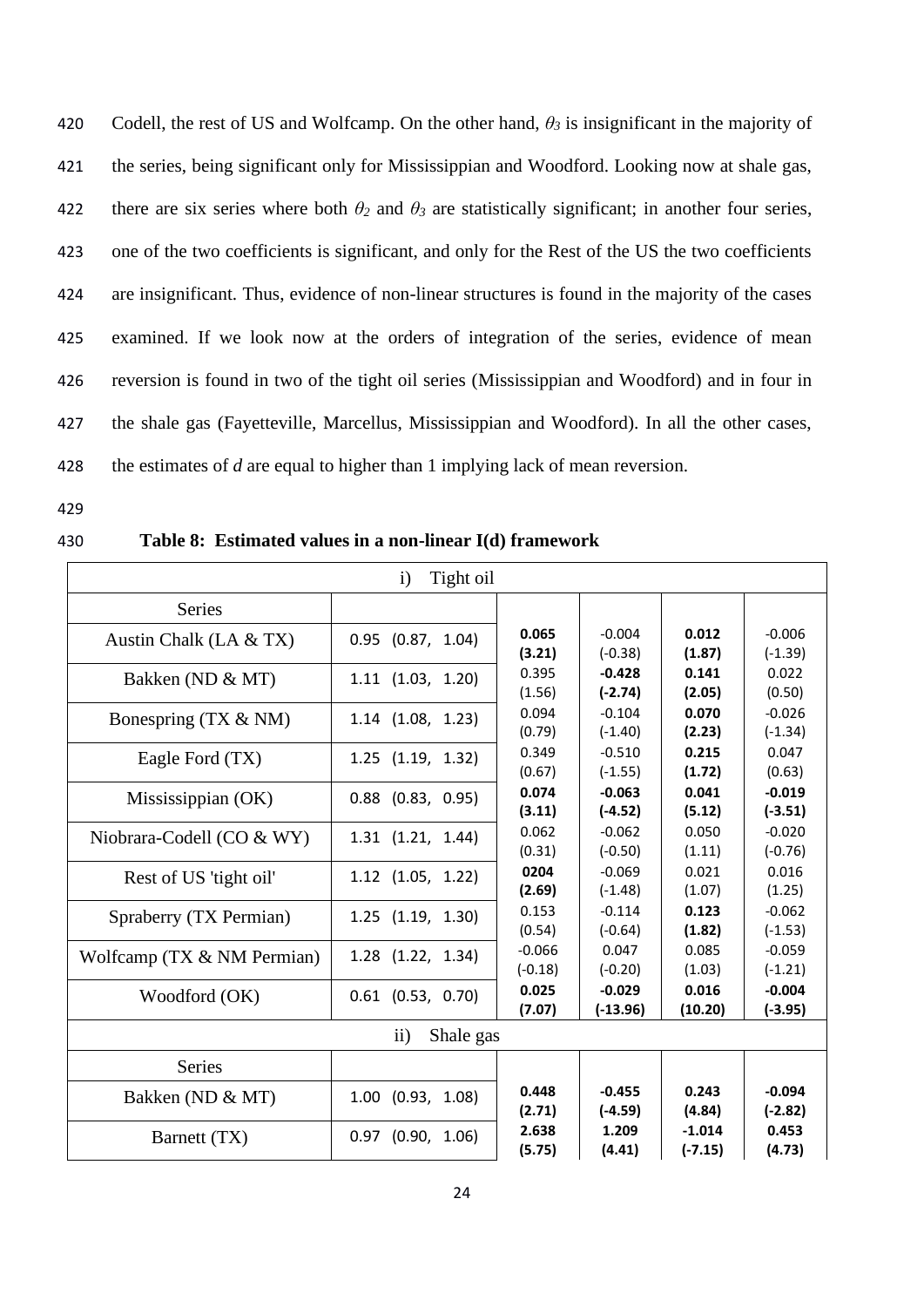Codell, the rest of US and Wolfcamp. On the other hand, $\theta_3$ is insignificant in the majority of the series, being significant only for Mississippian and Woodford. Looking now at shale gas, there are six series where both $\theta_2$ and $\theta_3$ are statistically significant; in another four series, one of the two coefficients is significant, and only for the Rest of the US the two coefficients are insignificant. Thus, evidence of non-linear structures is found in the majority of the cases examined. If we look now at the orders of integration of the series, evidence of mean reversion is found in two of the tight oil series (Mississippian and Woodford) and in four in the shale gas (Fayetteville, Marcellus, Mississippian and Woodford). In all the other cases, the estimates of *d* are equal to higher than 1 implying lack of mean reversion.

**Table 8: Estimated values in a non-linear I(d) framework**

| i) Tight oil | | | | | |
|---|---|---|---|---|---|
| Series | | | | | |
| Austin Chalk (LA & TX) | 0.95 (0.87, 1.04) | **0.065 (3.21)** | -0.004 (-0.38) | **0.012 (1.87)** | -0.006 (-1.39) |
| Bakken (ND & MT) | 1.11 (1.03, 1.20) | 0.395 (1.56) | **-0.428 (-2.74)** | **0.141 (2.05)** | 0.022 (0.50) |
| Bonespring (TX & NM) | 1.14 (1.08, 1.23) | 0.094 (0.79) | -0.104 (-1.40) | **0.070 (2.23)** | -0.026 (-1.34) |
| Eagle Ford (TX) | 1.25 (1.19, 1.32) | 0.349 (0.67) | -0.510 (-1.55) | **0.215 (1.72)** | 0.047 (0.63) |
| Mississippian (OK) | 0.88 (0.83, 0.95) | **0.074 (3.11)** | **-0.063 (-4.52)** | **0.041 (5.12)** | **-0.019 (-3.51)** |
| Niobrara-Codell (CO & WY) | 1.31 (1.21, 1.44) | 0.062 (0.31) | -0.062 (-0.50) | 0.050 (1.11) | -0.020 (-0.76) |
| Rest of US 'tight oil' | 1.12 (1.05, 1.22) | **0204 (2.69)** | -0.069 (-1.48) | 0.021 (1.07) | 0.016 (1.25) |
| Spraberry (TX Permian) | 1.25 (1.19, 1.30) | 0.153 (0.54) | -0.114 (-0.64) | **0.123 (1.82)** | -0.062 (-1.53) |
| Wolfcamp (TX & NM Permian) | 1.28 (1.22, 1.34) | -0.066 (-0.18) | 0.047 (-0.20) | 0.085 (1.03) | -0.059 (-1.21) |
| Woodford (OK) | 0.61 (0.53, 0.70) | **0.025 (7.07)** | **-0.029 (-13.96)** | **0.016 (10.20)** | **-0.004 (-3.95)** |
| ii) Shale gas | | | | | |
| Series | | | | | |
| Bakken (ND & MT) | 1.00 (0.93, 1.08) | **0.448 (2.71)** | **-0.455 (-4.59)** | **0.243 (4.84)** | **-0.094 (-2.82)** |
| Barnett (TX) | 0.97 (0.90, 1.06) | **2.638 (5.75)** | **1.209 (4.41)** | **-1.014 (-7.15)** | **0.453 (4.73)** |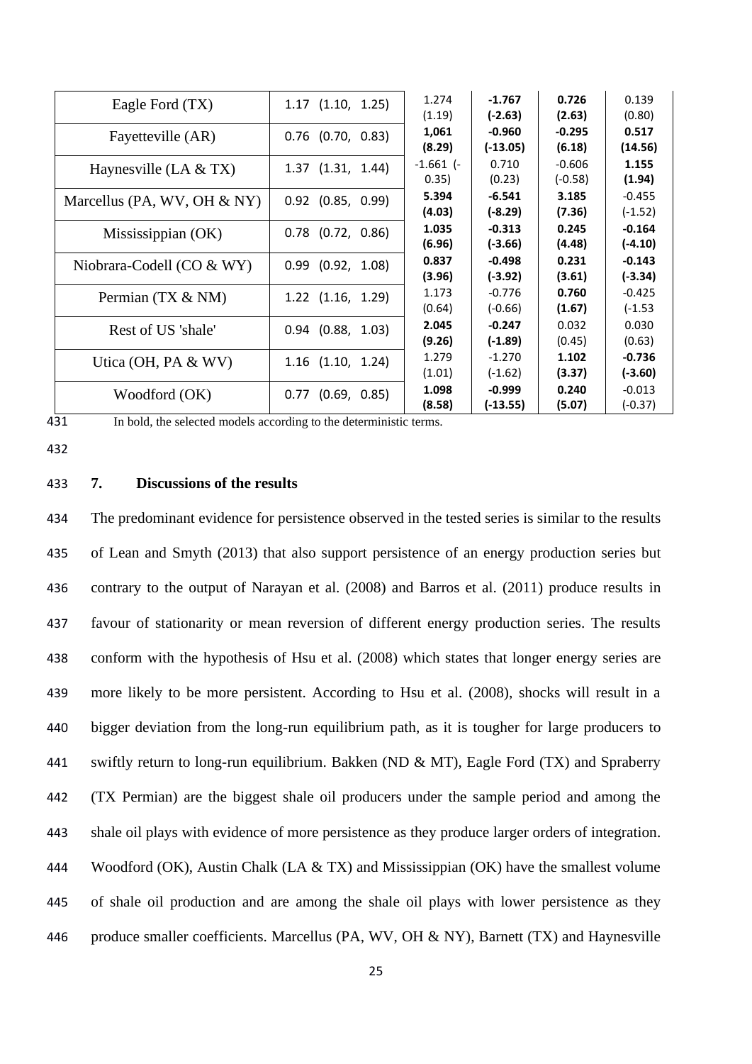| | | | | | |
|---|---|---|---|---|---|
| Eagle Ford (TX) | 1.17 (1.10, 1.25) | 1.274 (1.19) | **-1.767 (-2.63)** | **0.726 (2.63)** | 0.139 (0.80) |
| Fayetteville (AR) | 0.76 (0.70, 0.83) | **1,061 (8.29)** | **-0.960 (-13.05)** | **-0.295 (6.18)** | **0.517 (14.56)** |
| Haynesville (LA & TX) | 1.37 (1.31, 1.44) | -1.661 (-0.35) | 0.710 (0.23) | -0.606 (-0.58) | **1.155 (1.94)** |
| Marcellus (PA, WV, OH & NY) | 0.92 (0.85, 0.99) | **5.394 (4.03)** | **-6.541 (-8.29)** | **3.185 (7.36)** | -0.455 (-1.52) |
| Mississippian (OK) | 0.78 (0.72, 0.86) | **1.035 (6.96)** | **-0.313 (-3.66)** | **0.245 (4.48)** | **-0.164 (-4.10)** |
| Niobrara-Codell (CO & WY) | 0.99 (0.92, 1.08) | **0.837 (3.96)** | **-0.498 (-3.92)** | **0.231 (3.61)** | **-0.143 (-3.34)** |
| Permian (TX & NM) | 1.22 (1.16, 1.29) | 1.173 (0.64) | -0.776 (-0.66) | **0.760 (1.67)** | -0.425 (-1.53 |
| Rest of US 'shale' | 0.94 (0.88, 1.03) | **2.045 (9.26)** | **-0.247 (-1.89)** | 0.032 (0.45) | 0.030 (0.63) |
| Utica (OH, PA & WV) | 1.16 (1.10, 1.24) | 1.279 (1.01) | -1.270 (-1.62) | **1.102 (3.37)** | **-0.736 (-3.60)** |
| Woodford (OK) | 0.77 (0.69, 0.85) | **1.098 (8.58)** | **-0.999 (-13.55)** | **0.240 (5.07)** | -0.013 (-0.37) |

In bold, the selected models according to the deterministic terms.

## 7. Discussions of the results

The predominant evidence for persistence observed in the tested series is similar to the results of Lean and Smyth (2013) that also support persistence of an energy production series but contrary to the output of Narayan et al. (2008) and Barros et al. (2011) produce results in favour of stationarity or mean reversion of different energy production series. The results conform with the hypothesis of Hsu et al. (2008) which states that longer energy series are more likely to be more persistent. According to Hsu et al. (2008), shocks will result in a bigger deviation from the long-run equilibrium path, as it is tougher for large producers to swiftly return to long-run equilibrium. Bakken (ND & MT), Eagle Ford (TX) and Spraberry (TX Permian) are the biggest shale oil producers under the sample period and among the shale oil plays with evidence of more persistence as they produce larger orders of integration. Woodford (OK), Austin Chalk (LA & TX) and Mississippian (OK) have the smallest volume of shale oil production and are among the shale oil plays with lower persistence as they produce smaller coefficients. Marcellus (PA, WV, OH & NY), Barnett (TX) and Haynesville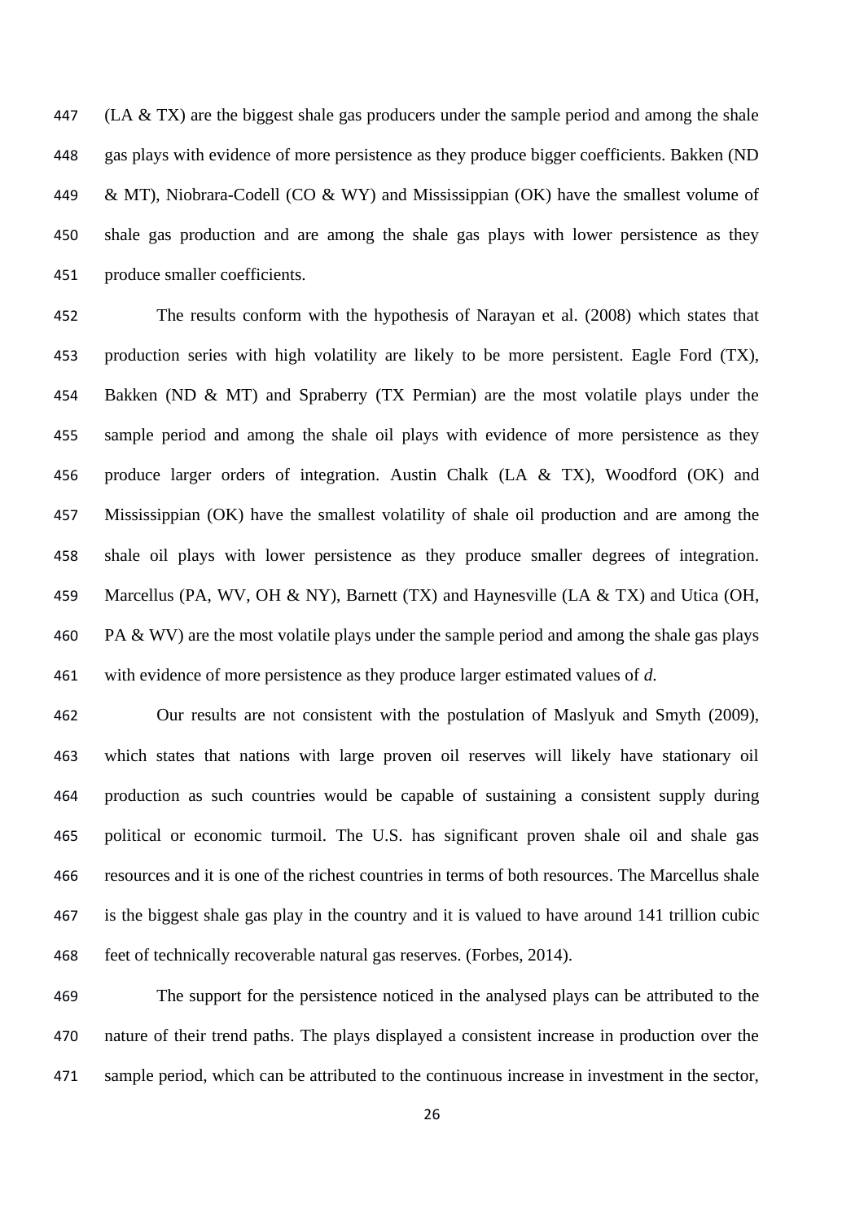(LA & TX) are the biggest shale gas producers under the sample period and among the shale gas plays with evidence of more persistence as they produce bigger coefficients. Bakken (ND & MT), Niobrara-Codell (CO & WY) and Mississippian (OK) have the smallest volume of shale gas production and are among the shale gas plays with lower persistence as they produce smaller coefficients.

The results conform with the hypothesis of Narayan et al. (2008) which states that production series with high volatility are likely to be more persistent. Eagle Ford (TX), Bakken (ND & MT) and Spraberry (TX Permian) are the most volatile plays under the sample period and among the shale oil plays with evidence of more persistence as they produce larger orders of integration. Austin Chalk (LA & TX), Woodford (OK) and Mississippian (OK) have the smallest volatility of shale oil production and are among the shale oil plays with lower persistence as they produce smaller degrees of integration. Marcellus (PA, WV, OH & NY), Barnett (TX) and Haynesville (LA & TX) and Utica (OH, PA & WV) are the most volatile plays under the sample period and among the shale gas plays with evidence of more persistence as they produce larger estimated values of $d$.

Our results are not consistent with the postulation of Maslyuk and Smyth (2009), which states that nations with large proven oil reserves will likely have stationary oil production as such countries would be capable of sustaining a consistent supply during political or economic turmoil. The U.S. has significant proven shale oil and shale gas resources and it is one of the richest countries in terms of both resources. The Marcellus shale is the biggest shale gas play in the country and it is valued to have around 141 trillion cubic feet of technically recoverable natural gas reserves. (Forbes, 2014).

The support for the persistence noticed in the analysed plays can be attributed to the nature of their trend paths. The plays displayed a consistent increase in production over the sample period, which can be attributed to the continuous increase in investment in the sector,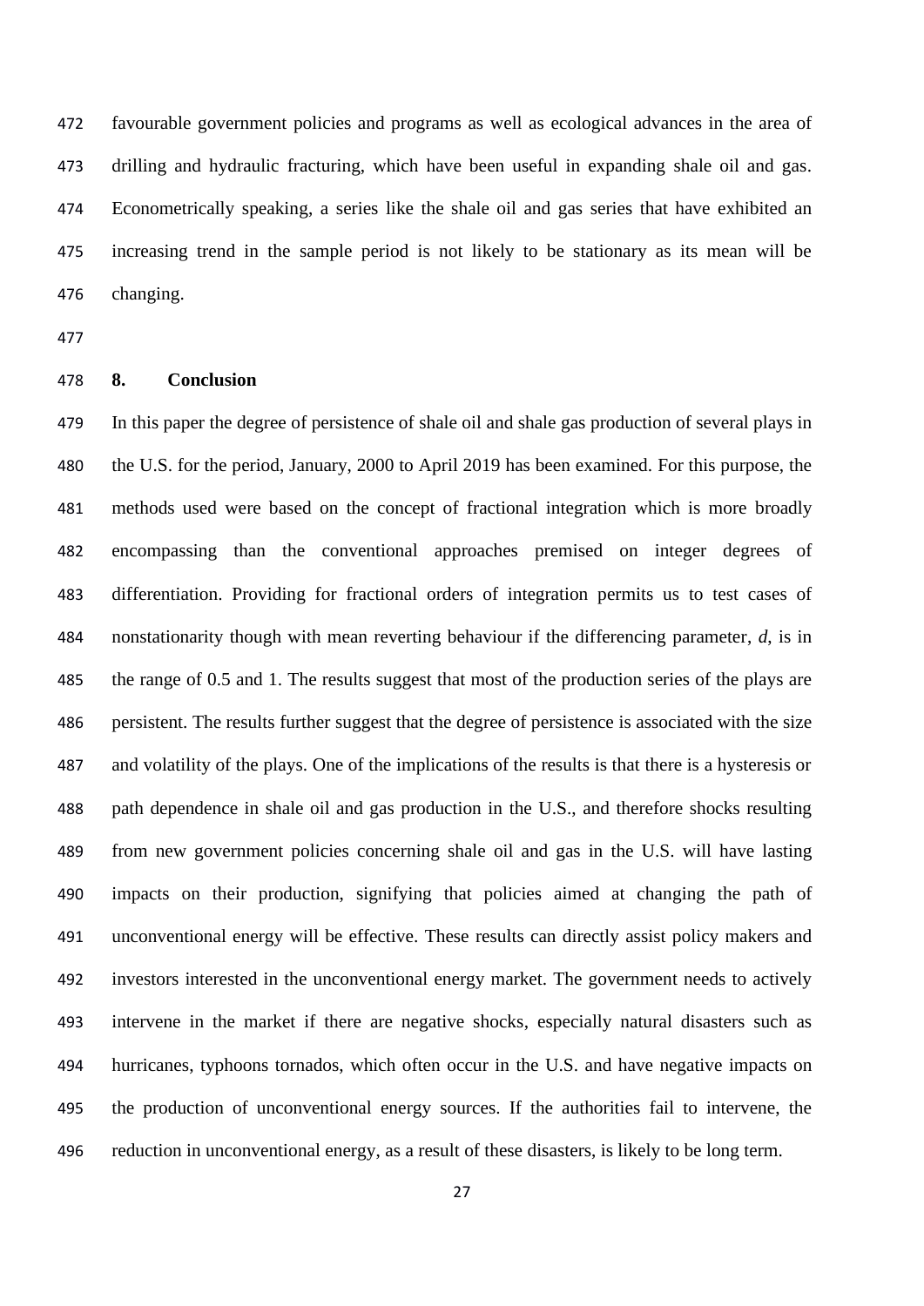favourable government policies and programs as well as ecological advances in the area of drilling and hydraulic fracturing, which have been useful in expanding shale oil and gas. Econometrically speaking, a series like the shale oil and gas series that have exhibited an increasing trend in the sample period is not likely to be stationary as its mean will be changing.

## 8. Conclusion

In this paper the degree of persistence of shale oil and shale gas production of several plays in the U.S. for the period, January, 2000 to April 2019 has been examined. For this purpose, the methods used were based on the concept of fractional integration which is more broadly encompassing than the conventional approaches premised on integer degrees of differentiation. Providing for fractional orders of integration permits us to test cases of nonstationarity though with mean reverting behaviour if the differencing parameter, $d$, is in the range of 0.5 and 1. The results suggest that most of the production series of the plays are persistent. The results further suggest that the degree of persistence is associated with the size and volatility of the plays. One of the implications of the results is that there is a hysteresis or path dependence in shale oil and gas production in the U.S., and therefore shocks resulting from new government policies concerning shale oil and gas in the U.S. will have lasting impacts on their production, signifying that policies aimed at changing the path of unconventional energy will be effective. These results can directly assist policy makers and investors interested in the unconventional energy market. The government needs to actively intervene in the market if there are negative shocks, especially natural disasters such as hurricanes, typhoons tornados, which often occur in the U.S. and have negative impacts on the production of unconventional energy sources. If the authorities fail to intervene, the reduction in unconventional energy, as a result of these disasters, is likely to be long term.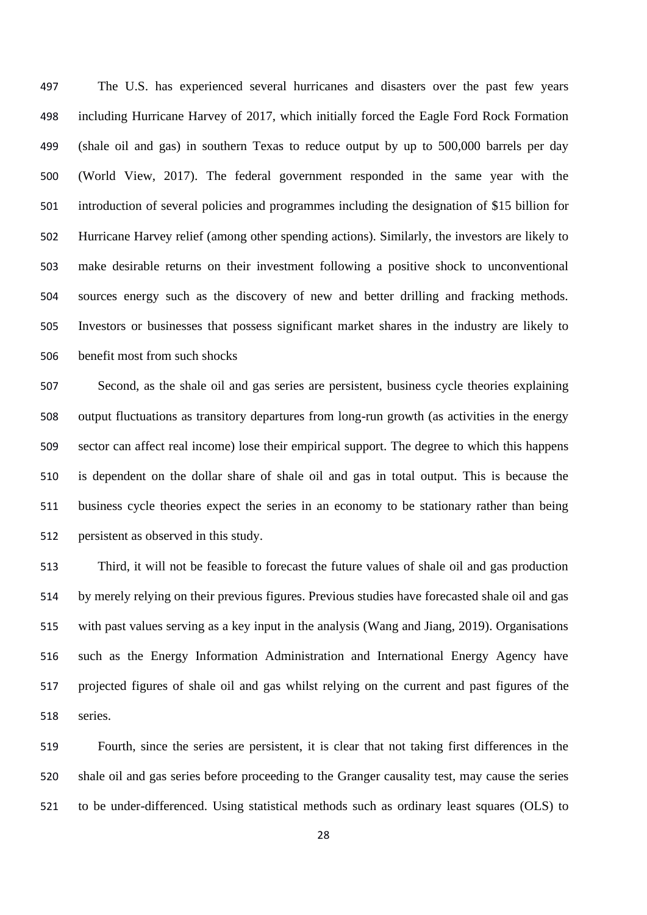The U.S. has experienced several hurricanes and disasters over the past few years including Hurricane Harvey of 2017, which initially forced the Eagle Ford Rock Formation (shale oil and gas) in southern Texas to reduce output by up to 500,000 barrels per day (World View, 2017). The federal government responded in the same year with the introduction of several policies and programmes including the designation of $15 billion for Hurricane Harvey relief (among other spending actions). Similarly, the investors are likely to make desirable returns on their investment following a positive shock to unconventional sources energy such as the discovery of new and better drilling and fracking methods. Investors or businesses that possess significant market shares in the industry are likely to benefit most from such shocks

Second, as the shale oil and gas series are persistent, business cycle theories explaining output fluctuations as transitory departures from long-run growth (as activities in the energy sector can affect real income) lose their empirical support. The degree to which this happens is dependent on the dollar share of shale oil and gas in total output. This is because the business cycle theories expect the series in an economy to be stationary rather than being persistent as observed in this study.

Third, it will not be feasible to forecast the future values of shale oil and gas production by merely relying on their previous figures. Previous studies have forecasted shale oil and gas with past values serving as a key input in the analysis (Wang and Jiang, 2019). Organisations such as the Energy Information Administration and International Energy Agency have projected figures of shale oil and gas whilst relying on the current and past figures of the series.

Fourth, since the series are persistent, it is clear that not taking first differences in the shale oil and gas series before proceeding to the Granger causality test, may cause the series to be under-differenced. Using statistical methods such as ordinary least squares (OLS) to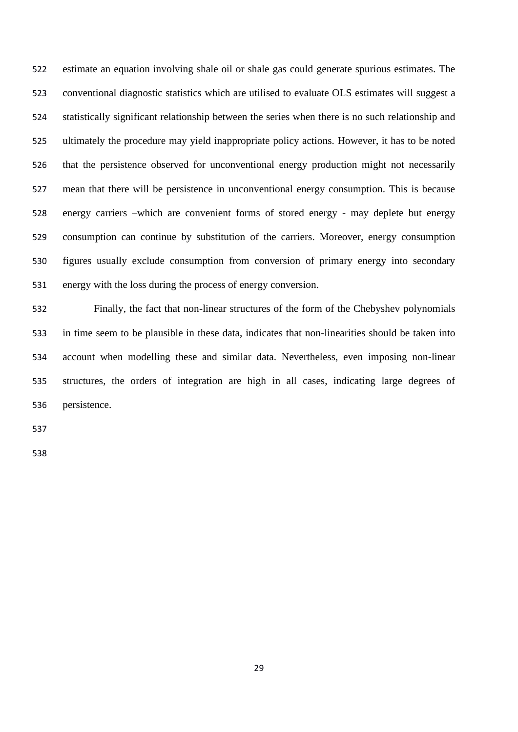estimate an equation involving shale oil or shale gas could generate spurious estimates. The conventional diagnostic statistics which are utilised to evaluate OLS estimates will suggest a statistically significant relationship between the series when there is no such relationship and ultimately the procedure may yield inappropriate policy actions. However, it has to be noted that the persistence observed for unconventional energy production might not necessarily mean that there will be persistence in unconventional energy consumption. This is because energy carriers –which are convenient forms of stored energy - may deplete but energy consumption can continue by substitution of the carriers. Moreover, energy consumption figures usually exclude consumption from conversion of primary energy into secondary energy with the loss during the process of energy conversion.

Finally, the fact that non-linear structures of the form of the Chebyshev polynomials in time seem to be plausible in these data, indicates that non-linearities should be taken into account when modelling these and similar data. Nevertheless, even imposing non-linear structures, the orders of integration are high in all cases, indicating large degrees of persistence.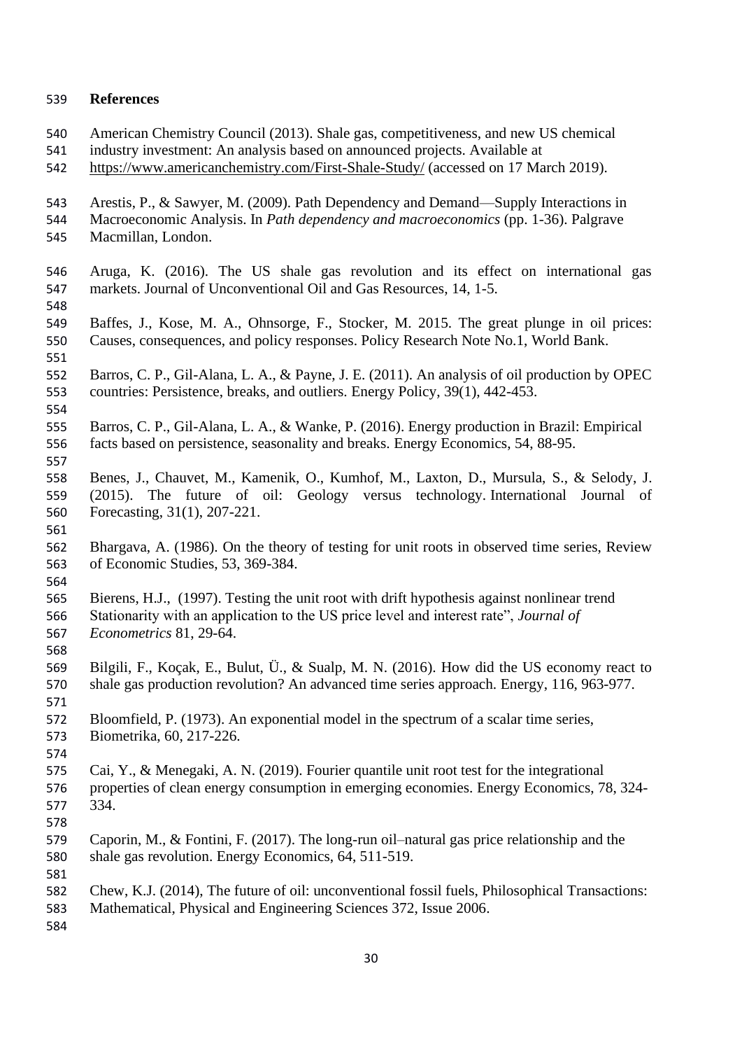## References

American Chemistry Council (2013). Shale gas, competitiveness, and new US chemical industry investment: An analysis based on announced projects. Available at https://www.americanchemistry.com/First-Shale-Study/ (accessed on 17 March 2019).

Arestis, P., & Sawyer, M. (2009). Path Dependency and Demand—Supply Interactions in Macroeconomic Analysis. In *Path dependency and macroeconomics* (pp. 1-36). Palgrave Macmillan, London.

Aruga, K. (2016). The US shale gas revolution and its effect on international gas markets. Journal of Unconventional Oil and Gas Resources, 14, 1-5.

Baffes, J., Kose, M. A., Ohnsorge, F., Stocker, M. 2015. The great plunge in oil prices: Causes, consequences, and policy responses. Policy Research Note No.1, World Bank.

Barros, C. P., Gil-Alana, L. A., & Payne, J. E. (2011). An analysis of oil production by OPEC countries: Persistence, breaks, and outliers. Energy Policy, 39(1), 442-453.

Barros, C. P., Gil-Alana, L. A., & Wanke, P. (2016). Energy production in Brazil: Empirical facts based on persistence, seasonality and breaks. Energy Economics, 54, 88-95.

Benes, J., Chauvet, M., Kamenik, O., Kumhof, M., Laxton, D., Mursula, S., & Selody, J. (2015). The future of oil: Geology versus technology. International Journal of Forecasting, 31(1), 207-221.

Bhargava, A. (1986). On the theory of testing for unit roots in observed time series, Review of Economic Studies, 53, 369-384.

Bierens, H.J., (1997). Testing the unit root with drift hypothesis against nonlinear trend Stationarity with an application to the US price level and interest rate", *Journal of Econometrics* 81, 29-64.

Bilgili, F., Koçak, E., Bulut, Ü., & Sualp, M. N. (2016). How did the US economy react to shale gas production revolution? An advanced time series approach. Energy, 116, 963-977.

Bloomfield, P. (1973). An exponential model in the spectrum of a scalar time series, Biometrika, 60, 217-226.

Cai, Y., & Menegaki, A. N. (2019). Fourier quantile unit root test for the integrational properties of clean energy consumption in emerging economies. Energy Economics, 78, 324-334.

Caporin, M., & Fontini, F. (2017). The long-run oil–natural gas price relationship and the shale gas revolution. Energy Economics, 64, 511-519.

Chew, K.J. (2014), The future of oil: unconventional fossil fuels, Philosophical Transactions: Mathematical, Physical and Engineering Sciences 372, Issue 2006.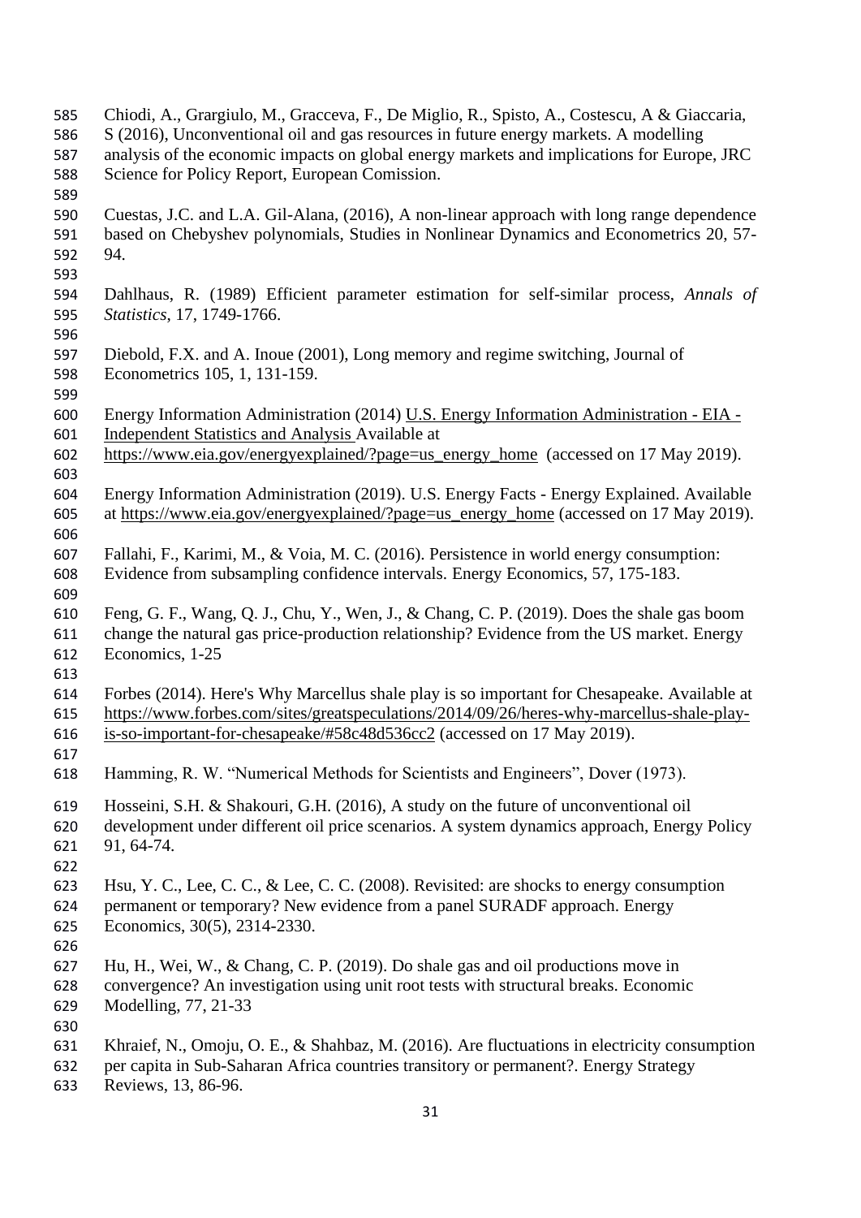Chiodi, A., Grargiulo, M., Gracceva, F., De Miglio, R., Spisto, A., Costescu, A & Giaccaria, S (2016), Unconventional oil and gas resources in future energy markets. A modelling analysis of the economic impacts on global energy markets and implications for Europe, JRC Science for Policy Report, European Comission.

Cuestas, J.C. and L.A. Gil-Alana, (2016), A non-linear approach with long range dependence based on Chebyshev polynomials, Studies in Nonlinear Dynamics and Econometrics 20, 57-94.

Dahlhaus, R. (1989) Efficient parameter estimation for self-similar process, *Annals of Statistics*, 17, 1749-1766.

Diebold, F.X. and A. Inoue (2001), Long memory and regime switching, Journal of Econometrics 105, 1, 131-159.

Energy Information Administration (2014) U.S. Energy Information Administration - EIA - Independent Statistics and Analysis Available at https://www.eia.gov/energyexplained/?page=us_energy_home (accessed on 17 May 2019).

Energy Information Administration (2019). U.S. Energy Facts - Energy Explained. Available at https://www.eia.gov/energyexplained/?page=us_energy_home (accessed on 17 May 2019).

Fallahi, F., Karimi, M., & Voia, M. C. (2016). Persistence in world energy consumption: Evidence from subsampling confidence intervals. Energy Economics, 57, 175-183.

Feng, G. F., Wang, Q. J., Chu, Y., Wen, J., & Chang, C. P. (2019). Does the shale gas boom change the natural gas price-production relationship? Evidence from the US market. Energy Economics, 1-25

Forbes (2014). Here's Why Marcellus shale play is so important for Chesapeake. Available at https://www.forbes.com/sites/greatspeculations/2014/09/26/heres-why-marcellus-shale-play-is-so-important-for-chesapeake/#58c48d536cc2 (accessed on 17 May 2019).

Hamming, R. W. "Numerical Methods for Scientists and Engineers", Dover (1973).

Hosseini, S.H. & Shakouri, G.H. (2016), A study on the future of unconventional oil development under different oil price scenarios. A system dynamics approach, Energy Policy 91, 64-74.

Hsu, Y. C., Lee, C. C., & Lee, C. C. (2008). Revisited: are shocks to energy consumption permanent or temporary? New evidence from a panel SURADF approach. Energy Economics, 30(5), 2314-2330.

Hu, H., Wei, W., & Chang, C. P. (2019). Do shale gas and oil productions move in convergence? An investigation using unit root tests with structural breaks. Economic Modelling, 77, 21-33

Khraief, N., Omoju, O. E., & Shahbaz, M. (2016). Are fluctuations in electricity consumption per capita in Sub-Saharan Africa countries transitory or permanent?. Energy Strategy Reviews, 13, 86-96.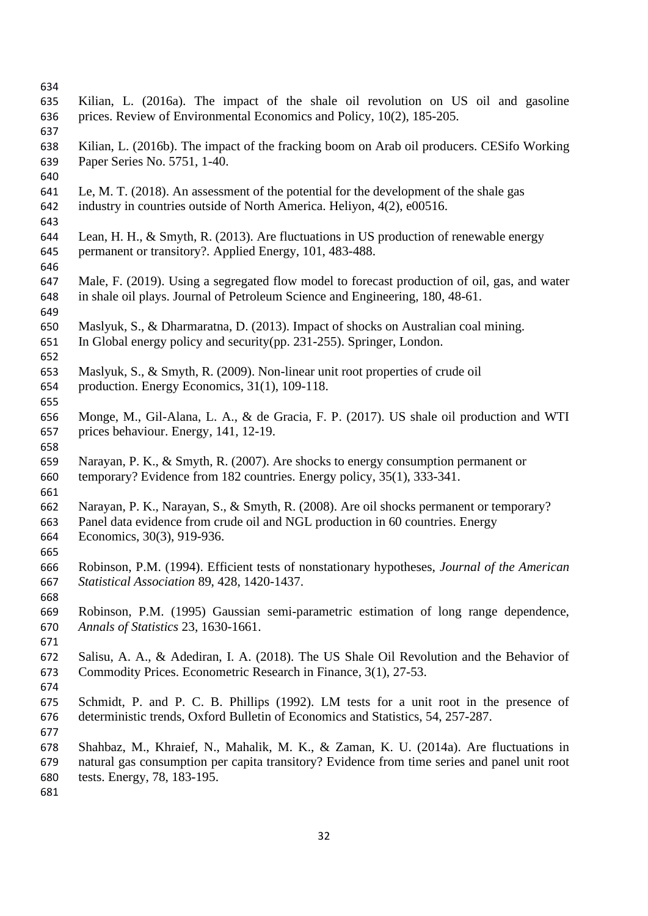Kilian, L. (2016a). The impact of the shale oil revolution on US oil and gasoline prices. Review of Environmental Economics and Policy, 10(2), 185-205.

Kilian, L. (2016b). The impact of the fracking boom on Arab oil producers. CESifo Working Paper Series No. 5751, 1-40.

Le, M. T. (2018). An assessment of the potential for the development of the shale gas industry in countries outside of North America. Heliyon, 4(2), e00516.

Lean, H. H., & Smyth, R. (2013). Are fluctuations in US production of renewable energy permanent or transitory?. Applied Energy, 101, 483-488.

Male, F. (2019). Using a segregated flow model to forecast production of oil, gas, and water in shale oil plays. Journal of Petroleum Science and Engineering, 180, 48-61.

Maslyuk, S., & Dharmaratna, D. (2013). Impact of shocks on Australian coal mining. In Global energy policy and security(pp. 231-255). Springer, London.

Maslyuk, S., & Smyth, R. (2009). Non-linear unit root properties of crude oil production. Energy Economics, 31(1), 109-118.

Monge, M., Gil-Alana, L. A., & de Gracia, F. P. (2017). US shale oil production and WTI prices behaviour. Energy, 141, 12-19.

Narayan, P. K., & Smyth, R. (2007). Are shocks to energy consumption permanent or temporary? Evidence from 182 countries. Energy policy, 35(1), 333-341.

Narayan, P. K., Narayan, S., & Smyth, R. (2008). Are oil shocks permanent or temporary? Panel data evidence from crude oil and NGL production in 60 countries. Energy Economics, 30(3), 919-936.

Robinson, P.M. (1994). Efficient tests of nonstationary hypotheses, *Journal of the American Statistical Association* 89, 428, 1420-1437.

Robinson, P.M. (1995) Gaussian semi-parametric estimation of long range dependence, *Annals of Statistics* 23, 1630-1661.

Salisu, A. A., & Adediran, I. A. (2018). The US Shale Oil Revolution and the Behavior of Commodity Prices. Econometric Research in Finance, 3(1), 27-53.

Schmidt, P. and P. C. B. Phillips (1992). LM tests for a unit root in the presence of deterministic trends, Oxford Bulletin of Economics and Statistics, 54, 257-287.

Shahbaz, M., Khraief, N., Mahalik, M. K., & Zaman, K. U. (2014a). Are fluctuations in natural gas consumption per capita transitory? Evidence from time series and panel unit root tests. Energy, 78, 183-195.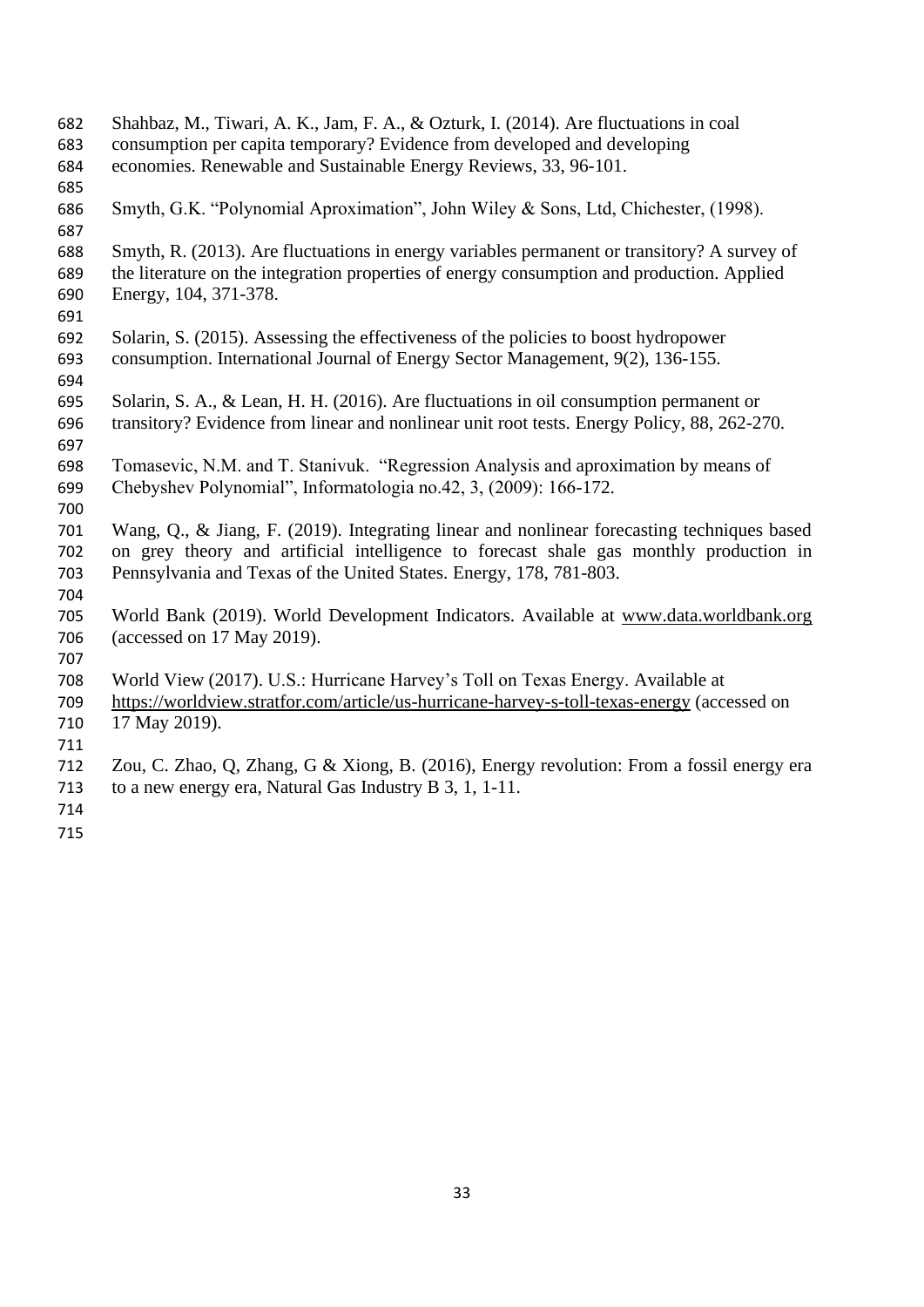Shahbaz, M., Tiwari, A. K., Jam, F. A., & Ozturk, I. (2014). Are fluctuations in coal consumption per capita temporary? Evidence from developed and developing economies. Renewable and Sustainable Energy Reviews, 33, 96-101.

Smyth, G.K. "Polynomial Aproximation", John Wiley & Sons, Ltd, Chichester, (1998).

Smyth, R. (2013). Are fluctuations in energy variables permanent or transitory? A survey of the literature on the integration properties of energy consumption and production. Applied Energy, 104, 371-378.

Solarin, S. (2015). Assessing the effectiveness of the policies to boost hydropower consumption. International Journal of Energy Sector Management, 9(2), 136-155.

Solarin, S. A., & Lean, H. H. (2016). Are fluctuations in oil consumption permanent or transitory? Evidence from linear and nonlinear unit root tests. Energy Policy, 88, 262-270.

Tomasevic, N.M. and T. Stanivuk. "Regression Analysis and aproximation by means of Chebyshev Polynomial", Informatologia no.42, 3, (2009): 166-172.

Wang, Q., & Jiang, F. (2019). Integrating linear and nonlinear forecasting techniques based on grey theory and artificial intelligence to forecast shale gas monthly production in Pennsylvania and Texas of the United States. Energy, 178, 781-803.

World Bank (2019). World Development Indicators. Available at www.data.worldbank.org (accessed on 17 May 2019).

World View (2017). U.S.: Hurricane Harvey's Toll on Texas Energy. Available at https://worldview.stratfor.com/article/us-hurricane-harvey-s-toll-texas-energy (accessed on 17 May 2019).

Zou, C. Zhao, Q, Zhang, G & Xiong, B. (2016), Energy revolution: From a fossil energy era to a new energy era, Natural Gas Industry B 3, 1, 1-11.